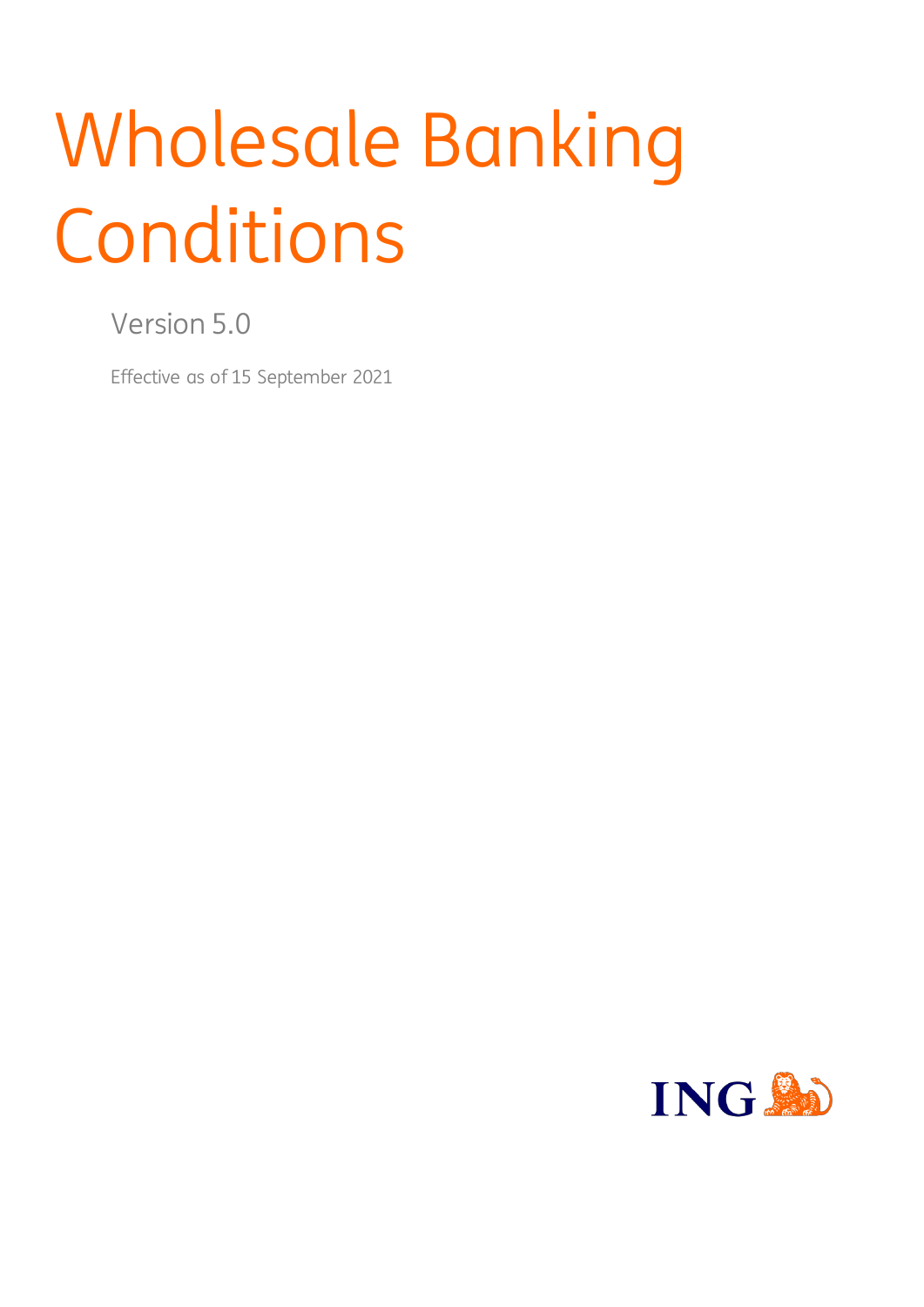# Wholesale Banking Conditions

Version 5.0

Effective as of 15 September 2021

ING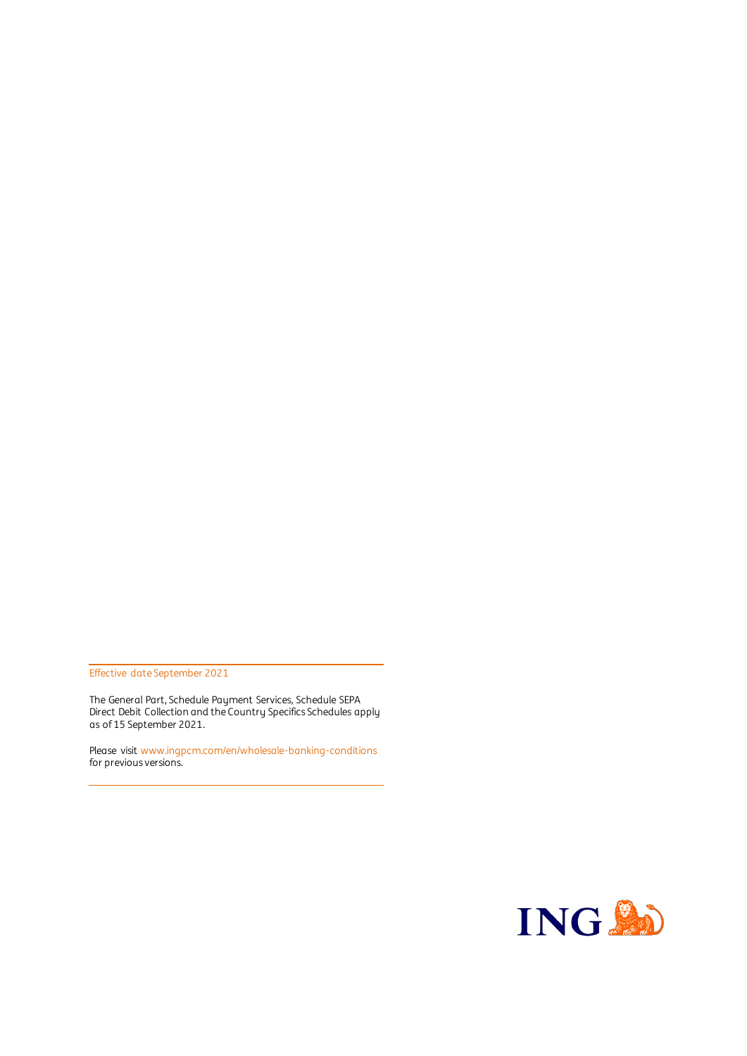Effective date September 2021

The General Part, Schedule Payment Services, Schedule SEPA Direct Debit Collection and the Country Specifics Schedules apply as of 15 September 2021.

Please visit www.ingpcm.com/en/wholesale-banking-conditions for previous versions.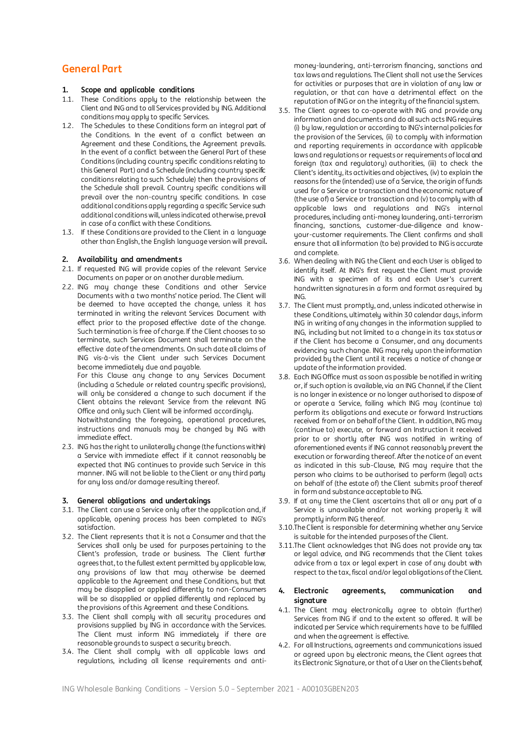# General Part

## 1. Scope and applicable conditions

1.1. These Conditions apply to the relationship between the Client and ING and to all Services provided by ING. Additional conditions may apply to specific Services.

1.2. The Schedules to these Conditions form an integral part of the Conditions. In the event of a conflict between an Agreement and these Conditions, the Agreement prevails. In the event of a conflict between the General Part of these Conditions (including country specific conditions relating to this General Part) and a Schedule (including country specific conditions relating to such Schedule) then the provisions of the Schedule shall prevail. Country specific conditions will prevail over the non-country specific conditions. In case additional conditions apply regarding a specific Service such additional conditions will, unless indicated otherwise, prevail in case of a conflict with these Conditions.

1.3. If these Conditions are provided to the Client in a language other than English, the English language version will prevail.

## 2. Availability and amendments

2.1. If requested ING will provide copies of the relevant Service Documents on paper or on another durable medium.

2.2. ING may change these Conditions and other Service Documents with a two months' notice period. The Client will be deemed to have accepted the change, unless it has terminated in writing the relevant Services Document with effect prior to the proposed effective date of the change. Such termination is free of charge. If the Client chooses to so terminate, such Services Document shall terminate on the effective date of the amendments. On such date all claims of ING vis-à-vis the Client under such Services Document become immediately due and payable.

For this Clause any change to any Services Document (including a Schedule or related country specific provisions), will only be considered a change to such document if the Client obtains the relevant Service from the relevant ING Office and only such Client will be informed accordingly.

Notwithstanding the foregoing, operational procedures, instructions and manuals may be changed by ING with immediate effect.

2.3. ING has the right to unilaterally change (the functions within) a Service with immediate effect if it cannot reasonably be expected that ING continues to provide such Service in this manner. ING will not be liable to the Client or any third party for any loss and/or damage resulting thereof.

## 3. General obligations and undertakings

3.1. The Client can use a Service only after the application and, if applicable, opening process has been completed to ING's satisfaction.

3.2. The Client represents that it is not a Consumer and that the Services shall only be used for purposes pertaining to the Client's profession, trade or business. The Client further agrees that, to the fullest extent permitted by applicable law, any provisions of law that may otherwise be deemed applicable to the Agreement and these Conditions, but that may be disapplied or applied differently to non-Consumers will be so disapplied or applied differently and replaced by the provisions of this Agreement and these Conditions.

3.3. The Client shall comply with all security procedures and provisions supplied by ING in accordance with the Services. The Client must inform ING immediately if there are reasonable grounds to suspect a security breach.

3.4. The Client shall comply with all applicable laws and regulations, including all license requirements and anti-money-laundering, anti-terrorism financing, sanctions and tax laws and regulations. The Client shall not use the Services for activities or purposes that are in violation of any law or regulation, or that can have a detrimental effect on the reputation of ING or on the integrity of the financial system.

3.5. The Client agrees to co-operate with ING and provide any information and documents and do all such acts ING requires (i) by law, regulation or according to ING's internal policies for the provision of the Services, (ii) to comply with information and reporting requirements in accordance with applicable laws and regulations or requests or requirements of local and foreign (tax and regulatory) authorities, (iii) to check the Client's identity, its activities and objectives, (iv) to explain the reasons for the (intended) use of a Service, the origin of funds used for a Service or transaction and the economic nature of (the use of) a Service or transaction and (v) to comply with all applicable laws and regulations and ING's internal procedures, including anti-money laundering, anti-terrorism financing, sanctions, customer-due-diligence and know-your-customer requirements. The Client confirms and shall ensure that all information (to be) provided to ING is accurate and complete.

3.6. When dealing with ING the Client and each User is obliged to identify itself. At ING's first request the Client must provide ING with a specimen of its and each User's current handwritten signatures in a form and format as required by ING.

3.7. The Client must promptly, and, unless indicated otherwise in these Conditions, ultimately within 30 calendar days, inform ING in writing of any changes in the information supplied to ING, including but not limited to a change in its tax status or if the Client has become a Consumer, and any documents evidencing such change. ING may rely upon the information provided by the Client until it receives a notice of change or update of the information provided.

3.8. Each ING Office must as soon as possible be notified in writing or, if such option is available, via an ING Channel, if the Client is no longer in existence or no longer authorised to dispose of or operate a Service, failing which ING may (continue to) perform its obligations and execute or forward Instructions received from or on behalf of the Client. In addition, ING may (continue to) execute, or forward an Instruction it received prior to or shortly after ING was notified in writing of aforementioned events if ING cannot reasonably prevent the execution or forwarding thereof. After the notice of an event as indicated in this sub-Clause, ING may require that the person who claims to be authorised to perform (legal) acts on behalf of (the estate of) the Client submits proof thereof in form and substance acceptable to ING.

3.9. If at any time the Client ascertains that all or any part of a Service is unavailable and/or not working properly it will promptly inform ING thereof.

3.10. The Client is responsible for determining whether any Service is suitable for the intended purposes of the Client.

3.11. The Client acknowledges that ING does not provide any tax or legal advice, and ING recommends that the Client takes advice from a tax or legal expert in case of any doubt with respect to the tax, fiscal and/or legal obligations of the Client.

## 4. Electronic agreements, communication and signature

4.1. The Client may electronically agree to obtain (further) Services from ING if and to the extent so offered. It will be indicated per Service which requirements have to be fulfilled and when the agreement is effective.

4.2. For all Instructions, agreements and communications issued or agreed upon by electronic means, the Client agrees that its Electronic Signature, or that of a User on the Clients behalf,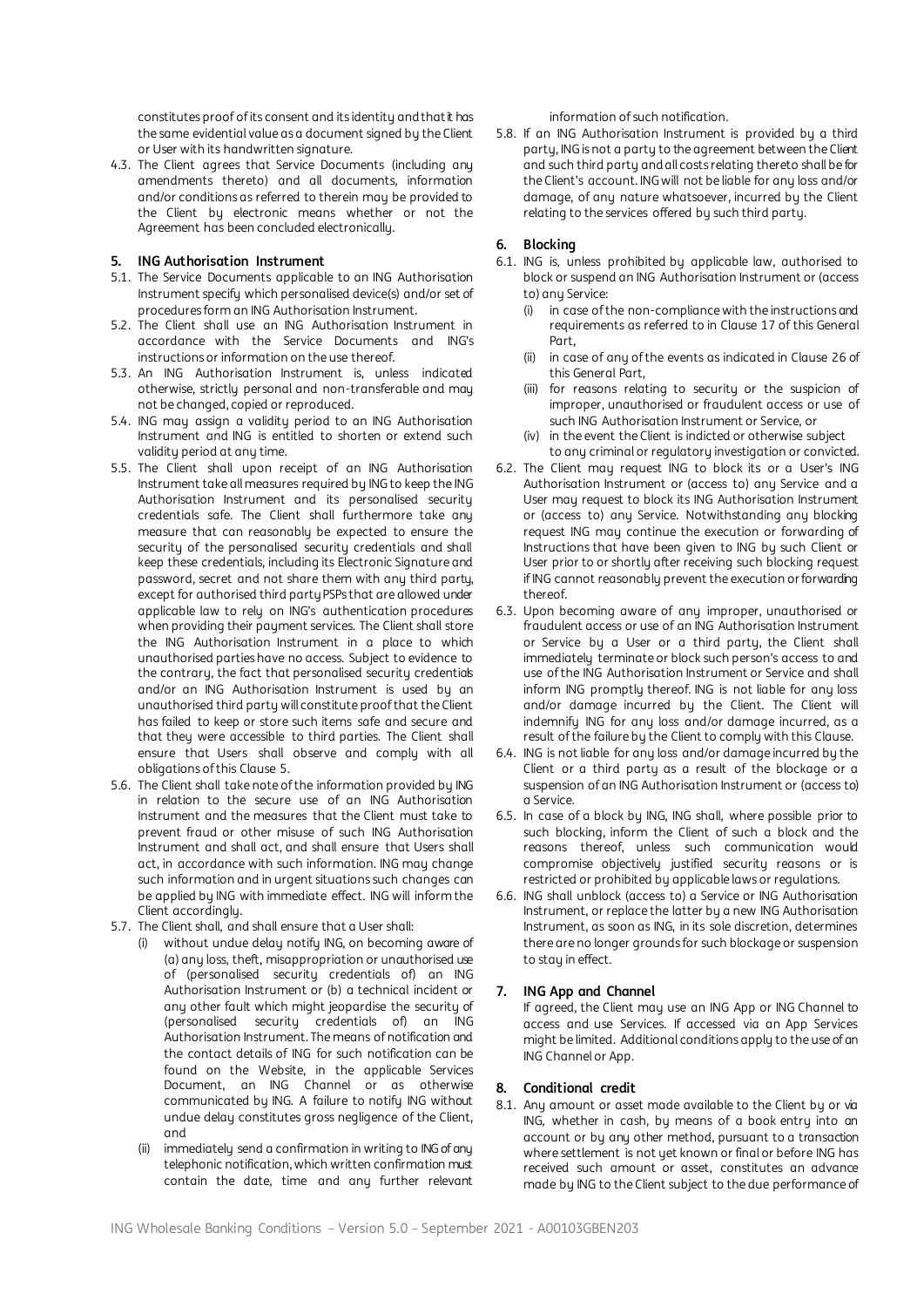constitutes proof of its consent and its identity and that it has the same evidential value as a document signed by the Client or User with its handwritten signature.

4.3. The Client agrees that Service Documents (including any amendments thereto) and all documents, information and/or conditions as referred to therein may be provided to the Client by electronic means whether or not the Agreement has been concluded electronically.

## 5. ING Authorisation Instrument

5.1. The Service Documents applicable to an ING Authorisation Instrument specify which personalised device(s) and/or set of procedures form an ING Authorisation Instrument.

5.2. The Client shall use an ING Authorisation Instrument in accordance with the Service Documents and ING's instructions or information on the use thereof.

5.3. An ING Authorisation Instrument is, unless indicated otherwise, strictly personal and non-transferable and may not be changed, copied or reproduced.

5.4. ING may assign a validity period to an ING Authorisation Instrument and ING is entitled to shorten or extend such validity period at any time.

5.5. The Client shall upon receipt of an ING Authorisation Instrument take all measures required by ING to keep the ING Authorisation Instrument and its personalised security credentials safe. The Client shall furthermore take any measure that can reasonably be expected to ensure the security of the personalised security credentials and shall keep these credentials, including its Electronic Signature and password, secret and not share them with any third party, except for authorised third party PSPs that are allowed under applicable law to rely on ING's authentication procedures when providing their payment services. The Client shall store the ING Authorisation Instrument in a place to which unauthorised parties have no access. Subject to evidence to the contrary, the fact that personalised security credentials and/or an ING Authorisation Instrument is used by an unauthorised third party will constitute proof that the Client has failed to keep or store such items safe and secure and that they were accessible to third parties. The Client shall ensure that Users shall observe and comply with all obligations of this Clause 5.

5.6. The Client shall take note of the information provided by ING in relation to the secure use of an ING Authorisation Instrument and the measures that the Client must take to prevent fraud or other misuse of such ING Authorisation Instrument and shall act, and shall ensure that Users shall act, in accordance with such information. ING may change such information and in urgent situations such changes can be applied by ING with immediate effect. ING will inform the Client accordingly.

5.7. The Client shall, and shall ensure that a User shall:

   (i) without undue delay notify ING, on becoming aware of (a) any loss, theft, misappropriation or unauthorised use of (personalised security credentials of) an ING Authorisation Instrument or (b) a technical incident or any other fault which might jeopardise the security of (personalised security credentials of) an ING Authorisation Instrument. The means of notification and the contact details of ING for such notification can be found on the Website, in the applicable Services Document, an ING Channel or as otherwise communicated by ING. A failure to notify ING without undue delay constitutes gross negligence of the Client, and

   (ii) immediately send a confirmation in writing to ING of any telephonic notification, which written confirmation must contain the date, time and any further relevant information of such notification.

5.8. If an ING Authorisation Instrument is provided by a third party, ING is not a party to the agreement between the Client and such third party and all costs relating thereto shall be for the Client's account. ING will not be liable for any loss and/or damage, of any nature whatsoever, incurred by the Client relating to the services offered by such third party.

## 6. Blocking

6.1. ING is, unless prohibited by applicable law, authorised to block or suspend an ING Authorisation Instrument or (access to) any Service:

   (i) in case of the non-compliance with the instructions and requirements as referred to in Clause 17 of this General Part,

   (ii) in case of any of the events as indicated in Clause 26 of this General Part,

   (iii) for reasons relating to security or the suspicion of improper, unauthorised or fraudulent access or use of such ING Authorisation Instrument or Service, or

   (iv) in the event the Client is indicted or otherwise subject to any criminal or regulatory investigation or convicted.

6.2. The Client may request ING to block its or a User's ING Authorisation Instrument or (access to) any Service and a User may request to block its ING Authorisation Instrument or (access to) any Service. Notwithstanding any blocking request ING may continue the execution or forwarding of Instructions that have been given to ING by such Client or User prior to or shortly after receiving such blocking request if ING cannot reasonably prevent the execution or forwarding thereof.

6.3. Upon becoming aware of any improper, unauthorised or fraudulent access or use of an ING Authorisation Instrument or Service by a User or a third party, the Client shall immediately terminate or block such person's access to and use of the ING Authorisation Instrument or Service and shall inform ING promptly thereof. ING is not liable for any loss and/or damage incurred by the Client. The Client will indemnify ING for any loss and/or damage incurred, as a result of the failure by the Client to comply with this Clause.

6.4. ING is not liable for any loss and/or damage incurred by the Client or a third party as a result of the blockage or a suspension of an ING Authorisation Instrument or (access to) a Service.

6.5. In case of a block by ING, ING shall, where possible prior to such blocking, inform the Client of such a block and the reasons thereof, unless such communication would compromise objectively justified security reasons or is restricted or prohibited by applicable laws or regulations.

6.6. ING shall unblock (access to) a Service or ING Authorisation Instrument, or replace the latter by a new ING Authorisation Instrument, as soon as ING, in its sole discretion, determines there are no longer grounds for such blockage or suspension to stay in effect.

## 7. ING App and Channel

If agreed, the Client may use an ING App or ING Channel to access and use Services. If accessed via an App Services might be limited. Additional conditions apply to the use of an ING Channel or App.

## 8. Conditional credit

8.1. Any amount or asset made available to the Client by or via ING, whether in cash, by means of a book entry into an account or by any other method, pursuant to a transaction where settlement is not yet known or final or before ING has received such amount or asset, constitutes an advance made by ING to the Client subject to the due performance of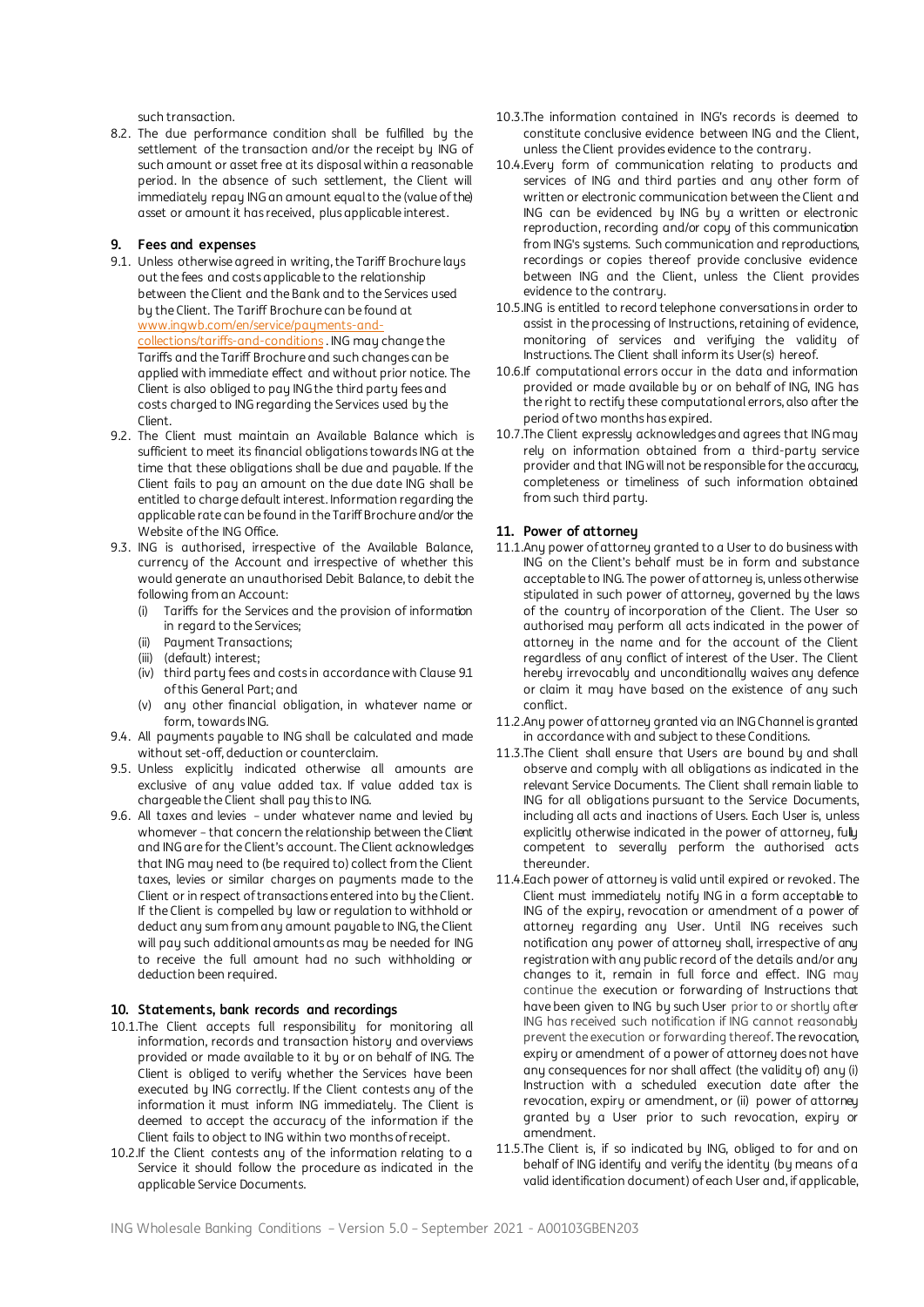such transaction.

8.2. The due performance condition shall be fulfilled by the settlement of the transaction and/or the receipt by ING of such amount or asset free at its disposal within a reasonable period. In the absence of such settlement, the Client will immediately repay ING an amount equal to the (value of the) asset or amount it has received, plus applicable interest.

## 9. Fees and expenses

9.1. Unless otherwise agreed in writing, the Tariff Brochure lays out the fees and costs applicable to the relationship between the Client and the Bank and to the Services used by the Client. The Tariff Brochure can be found at www.ingwb.com/en/service/payments-and-collections/tariffs-and-conditions . ING may change the Tariffs and the Tariff Brochure and such changes can be applied with immediate effect and without prior notice. The Client is also obliged to pay ING the third party fees and costs charged to ING regarding the Services used by the Client.

9.2. The Client must maintain an Available Balance which is sufficient to meet its financial obligations towards ING at the time that these obligations shall be due and payable. If the Client fails to pay an amount on the due date ING shall be entitled to charge default interest. Information regarding the applicable rate can be found in the Tariff Brochure and/or the Website of the ING Office.

9.3. ING is authorised, irrespective of the Available Balance, currency of the Account and irrespective of whether this would generate an unauthorised Debit Balance, to debit the following from an Account:
   (i) Tariffs for the Services and the provision of information in regard to the Services;
   (ii) Payment Transactions;
   (iii) (default) interest;
   (iv) third party fees and costs in accordance with Clause 9.1 of this General Part; and
   (v) any other financial obligation, in whatever name or form, towards ING.

9.4. All payments payable to ING shall be calculated and made without set-off, deduction or counterclaim.

9.5. Unless explicitly indicated otherwise all amounts are exclusive of any value added tax. If value added tax is chargeable the Client shall pay this to ING.

9.6. All taxes and levies – under whatever name and levied by whomever – that concern the relationship between the Client and ING are for the Client's account. The Client acknowledges that ING may need to (be required to) collect from the Client taxes, levies or similar charges on payments made to the Client or in respect of transactions entered into by the Client. If the Client is compelled by law or regulation to withhold or deduct any sum from any amount payable to ING, the Client will pay such additional amounts as may be needed for ING to receive the full amount had no such withholding or deduction been required.

## 10. Statements, bank records and recordings

10.1. The Client accepts full responsibility for monitoring all information, records and transaction history and overviews provided or made available to it by or on behalf of ING. The Client is obliged to verify whether the Services have been executed by ING correctly. If the Client contests any of the information it must inform ING immediately. The Client is deemed to accept the accuracy of the information if the Client fails to object to ING within two months of receipt.

10.2. If the Client contests any of the information relating to a Service it should follow the procedure as indicated in the applicable Service Documents.

10.3. The information contained in ING's records is deemed to constitute conclusive evidence between ING and the Client, unless the Client provides evidence to the contrary.

10.4. Every form of communication relating to products and services of ING and third parties and any other form of written or electronic communication between the Client and ING can be evidenced by ING by a written or electronic reproduction, recording and/or copy of this communication from ING's systems. Such communication and reproductions, recordings or copies thereof provide conclusive evidence between ING and the Client, unless the Client provides evidence to the contrary.

10.5. ING is entitled to record telephone conversations in order to assist in the processing of Instructions, retaining of evidence, monitoring of services and verifying the validity of Instructions. The Client shall inform its User(s) hereof.

10.6. If computational errors occur in the data and information provided or made available by or on behalf of ING, ING has the right to rectify these computational errors, also after the period of two months has expired.

10.7. The Client expressly acknowledges and agrees that ING may rely on information obtained from a third-party service provider and that ING will not be responsible for the accuracy, completeness or timeliness of such information obtained from such third party.

## 11. Power of attorney

11.1. Any power of attorney granted to a User to do business with ING on the Client's behalf must be in form and substance acceptable to ING. The power of attorney is, unless otherwise stipulated in such power of attorney, governed by the laws of the country of incorporation of the Client. The User so authorised may perform all acts indicated in the power of attorney in the name and for the account of the Client regardless of any conflict of interest of the User. The Client hereby irrevocably and unconditionally waives any defence or claim it may have based on the existence of any such conflict.

11.2. Any power of attorney granted via an ING Channel is granted in accordance with and subject to these Conditions.

11.3. The Client shall ensure that Users are bound by and shall observe and comply with all obligations as indicated in the relevant Service Documents. The Client shall remain liable to ING for all obligations pursuant to the Service Documents, including all acts and inactions of Users. Each User is, unless explicitly otherwise indicated in the power of attorney, fully competent to severally perform the authorised acts thereunder.

11.4. Each power of attorney is valid until expired or revoked. The Client must immediately notify ING in a form acceptable to ING of the expiry, revocation or amendment of a power of attorney regarding any User. Until ING receives such notification any power of attorney shall, irrespective of any registration with any public record of the details and/or any changes to it, remain in full force and effect. ING may continue the execution or forwarding of Instructions that have been given to ING by such User prior to or shortly after ING has received such notification if ING cannot reasonably prevent the execution or forwarding thereof. The revocation, expiry or amendment of a power of attorney does not have any consequences for nor shall affect (the validity of) any (i) Instruction with a scheduled execution date after the revocation, expiry or amendment, or (ii) power of attorney granted by a User prior to such revocation, expiry or amendment.

11.5. The Client is, if so indicated by ING, obliged to for and on behalf of ING identify and verify the identity (by means of a valid identification document) of each User and, if applicable,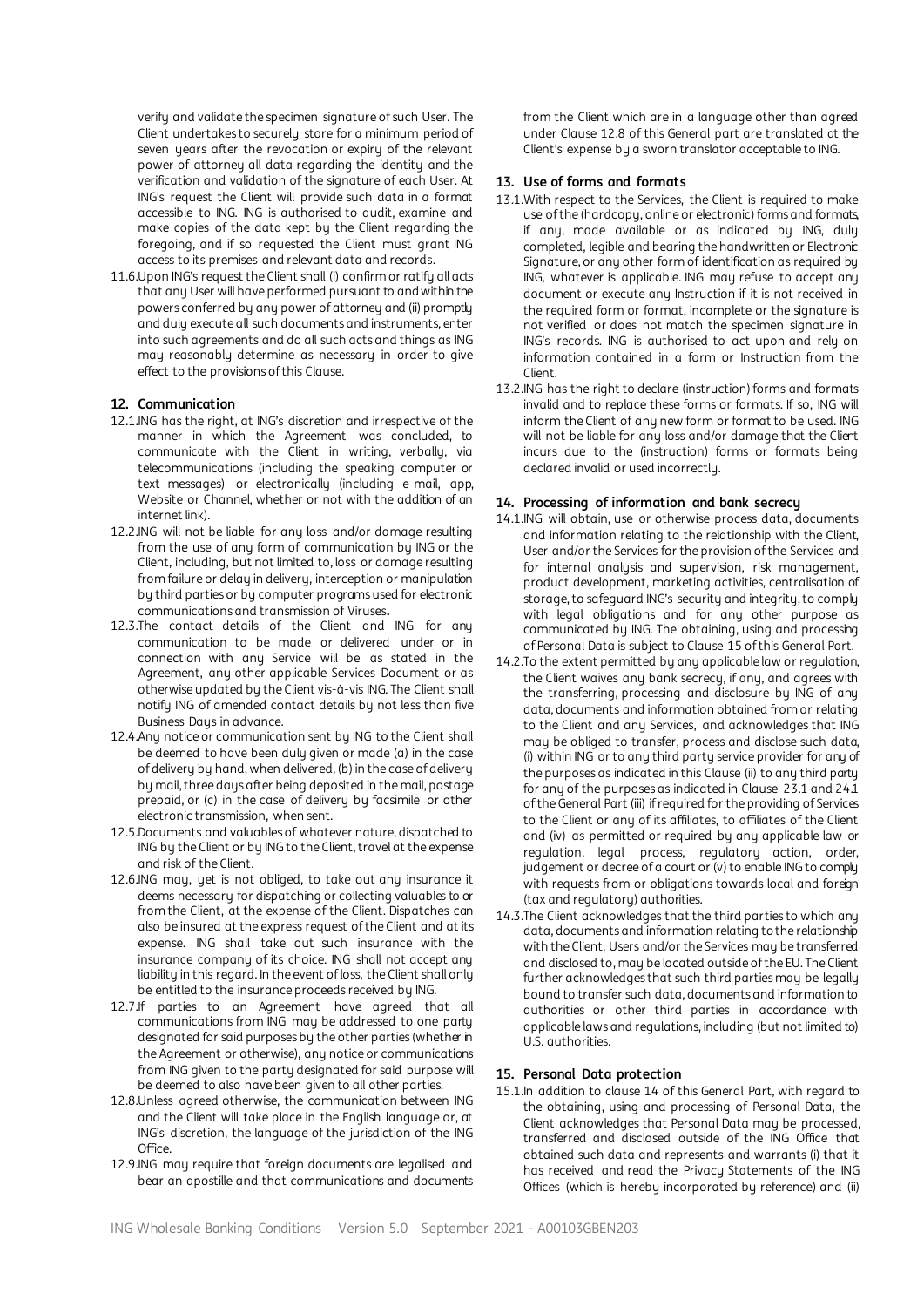verify and validate the specimen signature of such User. The Client undertakes to securely store for a minimum period of seven years after the revocation or expiry of the relevant power of attorney all data regarding the identity and the verification and validation of the signature of each User. At ING's request the Client will provide such data in a format accessible to ING. ING is authorised to audit, examine and make copies of the data kept by the Client regarding the foregoing, and if so requested the Client must grant ING access to its premises and relevant data and records.

11.6. Upon ING's request the Client shall (i) confirm or ratify all acts that any User will have performed pursuant to and within the powers conferred by any power of attorney and (ii) promptly and duly execute all such documents and instruments, enter into such agreements and do all such acts and things as ING may reasonably determine as necessary in order to give effect to the provisions of this Clause.

## 12. Communication

12.1. ING has the right, at ING's discretion and irrespective of the manner in which the Agreement was concluded, to communicate with the Client in writing, verbally, via telecommunications (including the speaking computer or text messages) or electronically (including e-mail, app, Website or Channel, whether or not with the addition of an internet link).

12.2. ING will not be liable for any loss and/or damage resulting from the use of any form of communication by ING or the Client, including, but not limited to, loss or damage resulting from failure or delay in delivery, interception or manipulation by third parties or by computer programs used for electronic communications and transmission of Viruses**.**

12.3. The contact details of the Client and ING for any communication to be made or delivered under or in connection with any Service will be as stated in the Agreement, any other applicable Services Document or as otherwise updated by the Client vis-à-vis ING. The Client shall notify ING of amended contact details by not less than five Business Days in advance.

12.4. Any notice or communication sent by ING to the Client shall be deemed to have been duly given or made (a) in the case of delivery by hand, when delivered, (b) in the case of delivery by mail, three days after being deposited in the mail, postage prepaid, or (c) in the case of delivery by facsimile or other electronic transmission, when sent.

12.5. Documents and valuables of whatever nature, dispatched to ING by the Client or by ING to the Client, travel at the expense and risk of the Client.

12.6. ING may, yet is not obliged, to take out any insurance it deems necessary for dispatching or collecting valuables to or from the Client, at the expense of the Client. Dispatches can also be insured at the express request of the Client and at its expense. ING shall take out such insurance with the insurance company of its choice. ING shall not accept any liability in this regard. In the event of loss, the Client shall only be entitled to the insurance proceeds received by ING.

12.7. If parties to an Agreement have agreed that all communications from ING may be addressed to one party designated for said purposes by the other parties (whether in the Agreement or otherwise), any notice or communications from ING given to the party designated for said purpose will be deemed to also have been given to all other parties.

12.8. Unless agreed otherwise, the communication between ING and the Client will take place in the English language or, at ING's discretion, the language of the jurisdiction of the ING Office.

12.9. ING may require that foreign documents are legalised and bear an apostille and that communications and documents from the Client which are in a language other than agreed under Clause 12.8 of this General part are translated at the Client's expense by a sworn translator acceptable to ING.

## 13. Use of forms and formats

13.1. With respect to the Services, the Client is required to make use of the (hardcopy, online or electronic) forms and formats, if any, made available or as indicated by ING, duly completed, legible and bearing the handwritten or Electronic Signature, or any other form of identification as required by ING, whatever is applicable. ING may refuse to accept any document or execute any Instruction if it is not received in the required form or format, incomplete or the signature is not verified or does not match the specimen signature in ING's records. ING is authorised to act upon and rely on information contained in a form or Instruction from the Client.

13.2. ING has the right to declare (instruction) forms and formats invalid and to replace these forms or formats. If so, ING will inform the Client of any new form or format to be used. ING will not be liable for any loss and/or damage that the Client incurs due to the (instruction) forms or formats being declared invalid or used incorrectly.

## 14. Processing of information and bank secrecy

14.1. ING will obtain, use or otherwise process data, documents and information relating to the relationship with the Client, User and/or the Services for the provision of the Services and for internal analysis and supervision, risk management, product development, marketing activities, centralisation of storage, to safeguard ING's security and integrity, to comply with legal obligations and for any other purpose as communicated by ING. The obtaining, using and processing of Personal Data is subject to Clause 15 of this General Part.

14.2. To the extent permitted by any applicable law or regulation, the Client waives any bank secrecy, if any, and agrees with the transferring, processing and disclosure by ING of any data, documents and information obtained from or relating to the Client and any Services, and acknowledges that ING may be obliged to transfer, process and disclose such data, (i) within ING or to any third party service provider for any of the purposes as indicated in this Clause (ii) to any third party for any of the purposes as indicated in Clause 23.1 and 24.1 of the General Part (iii) if required for the providing of Services to the Client or any of its affiliates, to affiliates of the Client and (iv) as permitted or required by any applicable law or regulation, legal process, regulatory action, order, judgement or decree of a court or (v) to enable ING to comply with requests from or obligations towards local and foreign (tax and regulatory) authorities.

14.3. The Client acknowledges that the third parties to which any data, documents and information relating to the relationship with the Client, Users and/or the Services may be transferred and disclosed to, may be located outside of the EU. The Client further acknowledges that such third parties may be legally bound to transfer such data, documents and information to authorities or other third parties in accordance with applicable laws and regulations, including (but not limited to) U.S. authorities.

## 15. Personal Data protection

15.1. In addition to clause 14 of this General Part, with regard to the obtaining, using and processing of Personal Data, the Client acknowledges that Personal Data may be processed, transferred and disclosed outside of the ING Office that obtained such data and represents and warrants (i) that it has received and read the Privacy Statements of the ING Offices (which is hereby incorporated by reference) and (ii)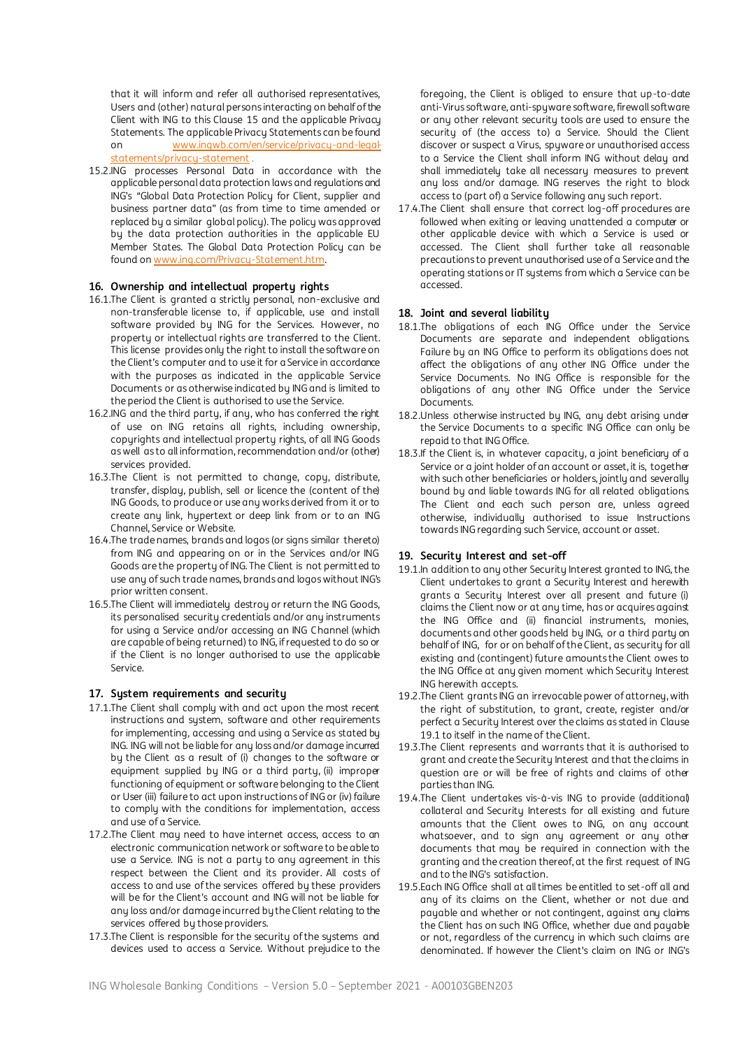that it will inform and refer all authorised representatives, Users and (other) natural persons interacting on behalf of the Client with ING to this Clause 15 and the applicable Privacy Statements. The applicable Privacy Statements can be found on www.ingwb.com/en/service/privacy-and-legal-statements/privacy-statement .

15.2.ING processes Personal Data in accordance with the applicable personal data protection laws and regulations and ING's "Global Data Protection Policy for Client, supplier and business partner data" (as from time to time amended or replaced by a similar global policy). The policy was approved by the data protection authorities in the applicable EU Member States. The Global Data Protection Policy can be found on www.ing.com/Privacy-Statement.htm.

## 16. Ownership and intellectual property rights

16.1.The Client is granted a strictly personal, non-exclusive and non-transferable license to, if applicable, use and install software provided by ING for the Services. However, no property or intellectual rights are transferred to the Client. This license provides only the right to install the software on the Client's computer and to use it for a Service in accordance with the purposes as indicated in the applicable Service Documents or as otherwise indicated by ING and is limited to the period the Client is authorised to use the Service.

16.2.ING and the third party, if any, who has conferred the right of use on ING retains all rights, including ownership, copyrights and intellectual property rights, of all ING Goods as well as to all information, recommendation and/or (other) services provided.

16.3.The Client is not permitted to change, copy, distribute, transfer, display, publish, sell or licence the (content of the) ING Goods, to produce or use any works derived from it or to create any link, hypertext or deep link from or to an ING Channel, Service or Website.

16.4.The trade names, brands and logos (or signs similar thereto) from ING and appearing on or in the Services and/or ING Goods are the property of ING. The Client is not permitted to use any of such trade names, brands and logos without ING's prior written consent.

16.5.The Client will immediately destroy or return the ING Goods, its personalised security credentials and/or any instruments for using a Service and/or accessing an ING Channel (which are capable of being returned) to ING, if requested to do so or if the Client is no longer authorised to use the applicable Service.

## 17. System requirements and security

17.1.The Client shall comply with and act upon the most recent instructions and system, software and other requirements for implementing, accessing and using a Service as stated by ING. ING will not be liable for any loss and/or damage incurred by the Client as a result of (i) changes to the software or equipment supplied by ING or a third party, (ii) improper functioning of equipment or software belonging to the Client or User (iii) failure to act upon instructions of ING or (iv) failure to comply with the conditions for implementation, access and use of a Service.

17.2.The Client may need to have internet access, access to an electronic communication network or software to be able to use a Service. ING is not a party to any agreement in this respect between the Client and its provider. All costs of access to and use of the services offered by these providers will be for the Client's account and ING will not be liable for any loss and/or damage incurred by the Client relating to the services offered by those providers.

17.3.The Client is responsible for the security of the systems and devices used to access a Service. Without prejudice to the foregoing, the Client is obliged to ensure that up-to-date anti-Virus software, anti-spyware software, firewall software or any other relevant security tools are used to ensure the security of (the access to) a Service. Should the Client discover or suspect a Virus, spyware or unauthorised access to a Service the Client shall inform ING without delay and shall immediately take all necessary measures to prevent any loss and/or damage. ING reserves the right to block access to (part of) a Service following any such report.

17.4.The Client shall ensure that correct log-off procedures are followed when exiting or leaving unattended a computer or other applicable device with which a Service is used or accessed. The Client shall further take all reasonable precautions to prevent unauthorised use of a Service and the operating stations or IT systems from which a Service can be accessed.

## 18. Joint and several liability

18.1.The obligations of each ING Office under the Service Documents are separate and independent obligations. Failure by an ING Office to perform its obligations does not affect the obligations of any other ING Office under the Service Documents. No ING Office is responsible for the obligations of any other ING Office under the Service Documents.

18.2.Unless otherwise instructed by ING, any debt arising under the Service Documents to a specific ING Office can only be repaid to that ING Office.

18.3.If the Client is, in whatever capacity, a joint beneficiary of a Service or a joint holder of an account or asset, it is, together with such other beneficiaries or holders, jointly and severally bound by and liable towards ING for all related obligations. The Client and each such person are, unless agreed otherwise, individually authorised to issue Instructions towards ING regarding such Service, account or asset.

## 19. Security Interest and set-off

19.1.In addition to any other Security Interest granted to ING, the Client undertakes to grant a Security Interest and herewith grants a Security Interest over all present and future (i) claims the Client now or at any time, has or acquires against the ING Office and (ii) financial instruments, monies, documents and other goods held by ING, or a third party on behalf of ING, for or on behalf of the Client, as security for all existing and (contingent) future amounts the Client owes to the ING Office at any given moment which Security Interest ING herewith accepts.

19.2.The Client grants ING an irrevocable power of attorney, with the right of substitution, to grant, create, register and/or perfect a Security Interest over the claims as stated in Clause 19.1 to itself in the name of the Client.

19.3.The Client represents and warrants that it is authorised to grant and create the Security Interest and that the claims in question are or will be free of rights and claims of other parties than ING.

19.4.The Client undertakes vis-à-vis ING to provide (additional) collateral and Security Interests for all existing and future amounts that the Client owes to ING, on any account whatsoever, and to sign any agreement or any other documents that may be required in connection with the granting and the creation thereof, at the first request of ING and to the ING's satisfaction.

19.5.Each ING Office shall at all times be entitled to set-off all and any of its claims on the Client, whether or not due and payable and whether or not contingent, against any claims the Client has on such ING Office, whether due and payable or not, regardless of the currency in which such claims are denominated. If however the Client's claim on ING or ING's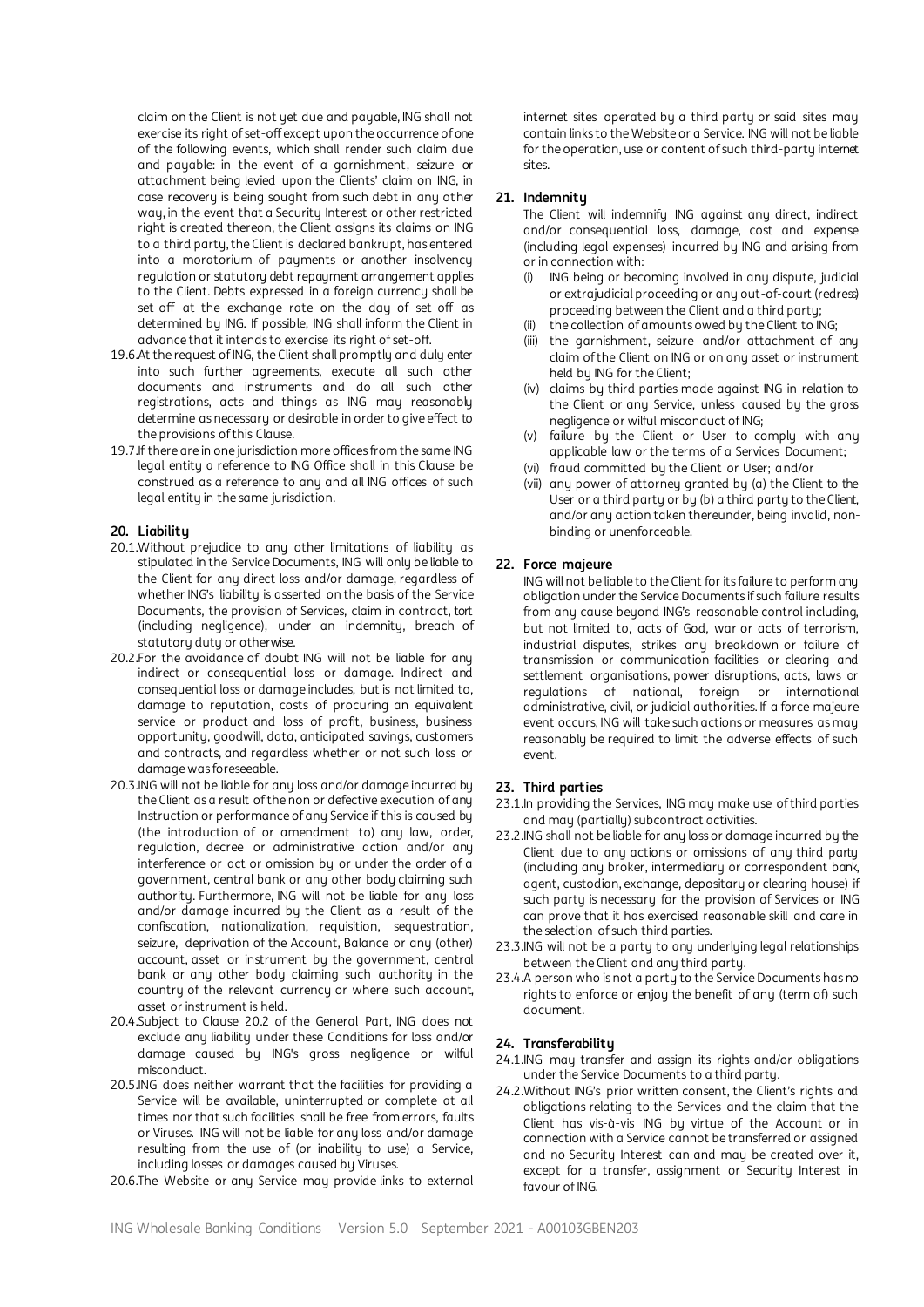claim on the Client is not yet due and payable, ING shall not exercise its right of set-off except upon the occurrence of one of the following events, which shall render such claim due and payable: in the event of a garnishment, seizure or attachment being levied upon the Clients' claim on ING, in case recovery is being sought from such debt in any other way, in the event that a Security Interest or other restricted right is created thereon, the Client assigns its claims on ING to a third party, the Client is declared bankrupt, has entered into a moratorium of payments or another insolvency regulation or statutory debt repayment arrangement applies to the Client. Debts expressed in a foreign currency shall be set-off at the exchange rate on the day of set-off as determined by ING. If possible, ING shall inform the Client in advance that it intends to exercise its right of set-off.

19.6. At the request of ING, the Client shall promptly and duly enter into such further agreements, execute all such other documents and instruments and do all such other registrations, acts and things as ING may reasonably determine as necessary or desirable in order to give effect to the provisions of this Clause.

19.7. If there are in one jurisdiction more offices from the same ING legal entity a reference to ING Office shall in this Clause be construed as a reference to any and all ING offices of such legal entity in the same jurisdiction.

## 20. Liability

20.1. Without prejudice to any other limitations of liability as stipulated in the Service Documents, ING will only be liable to the Client for any direct loss and/or damage, regardless of whether ING's liability is asserted on the basis of the Service Documents, the provision of Services, claim in contract, tort (including negligence), under an indemnity, breach of statutory duty or otherwise.

20.2. For the avoidance of doubt ING will not be liable for any indirect or consequential loss or damage. Indirect and consequential loss or damage includes, but is not limited to, damage to reputation, costs of procuring an equivalent service or product and loss of profit, business, business opportunity, goodwill, data, anticipated savings, customers and contracts, and regardless whether or not such loss or damage was foreseeable.

20.3. ING will not be liable for any loss and/or damage incurred by the Client as a result of the non or defective execution of any Instruction or performance of any Service if this is caused by (the introduction of or amendment to) any law, order, regulation, decree or administrative action and/or any interference or act or omission by or under the order of a government, central bank or any other body claiming such authority. Furthermore, ING will not be liable for any loss and/or damage incurred by the Client as a result of the confiscation, nationalization, requisition, sequestration, seizure, deprivation of the Account, Balance or any (other) account, asset or instrument by the government, central bank or any other body claiming such authority in the country of the relevant currency or where such account, asset or instrument is held.

20.4. Subject to Clause 20.2 of the General Part, ING does not exclude any liability under these Conditions for loss and/or damage caused by ING's gross negligence or wilful misconduct.

20.5. ING does neither warrant that the facilities for providing a Service will be available, uninterrupted or complete at all times nor that such facilities shall be free from errors, faults or Viruses. ING will not be liable for any loss and/or damage resulting from the use of (or inability to use) a Service, including losses or damages caused by Viruses.

20.6. The Website or any Service may provide links to external internet sites operated by a third party or said sites may contain links to the Website or a Service. ING will not be liable for the operation, use or content of such third-party internet sites.

## 21. Indemnity

The Client will indemnify ING against any direct, indirect and/or consequential loss, damage, cost and expense (including legal expenses) incurred by ING and arising from or in connection with:

(i) ING being or becoming involved in any dispute, judicial or extrajudicial proceeding or any out-of-court (redress) proceeding between the Client and a third party;
(ii) the collection of amounts owed by the Client to ING;
(iii) the garnishment, seizure and/or attachment of any claim of the Client on ING or on any asset or instrument held by ING for the Client;
(iv) claims by third parties made against ING in relation to the Client or any Service, unless caused by the gross negligence or wilful misconduct of ING;
(v) failure by the Client or User to comply with any applicable law or the terms of a Services Document;
(vi) fraud committed by the Client or User; and/or
(vii) any power of attorney granted by (a) the Client to the User or a third party or by (b) a third party to the Client, and/or any action taken thereunder, being invalid, non-binding or unenforceable.

## 22. Force majeure

ING will not be liable to the Client for its failure to perform any obligation under the Service Documents if such failure results from any cause beyond ING's reasonable control including, but not limited to, acts of God, war or acts of terrorism, industrial disputes, strikes any breakdown or failure of transmission or communication facilities or clearing and settlement organisations, power disruptions, acts, laws or regulations of national, foreign or international administrative, civil, or judicial authorities. If a force majeure event occurs, ING will take such actions or measures as may reasonably be required to limit the adverse effects of such event.

## 23. Third parties

23.1. In providing the Services, ING may make use of third parties and may (partially) subcontract activities.

23.2. ING shall not be liable for any loss or damage incurred by the Client due to any actions or omissions of any third party (including any broker, intermediary or correspondent bank, agent, custodian, exchange, depositary or clearing house) if such party is necessary for the provision of Services or ING can prove that it has exercised reasonable skill and care in the selection of such third parties.

23.3. ING will not be a party to any underlying legal relationships between the Client and any third party.

23.4. A person who is not a party to the Service Documents has no rights to enforce or enjoy the benefit of any (term of) such document.

## 24. Transferability

24.1. ING may transfer and assign its rights and/or obligations under the Service Documents to a third party.

24.2. Without ING's prior written consent, the Client's rights and obligations relating to the Services and the claim that the Client has vis-à-vis ING by virtue of the Account or in connection with a Service cannot be transferred or assigned and no Security Interest can and may be created over it, except for a transfer, assignment or Security Interest in favour of ING.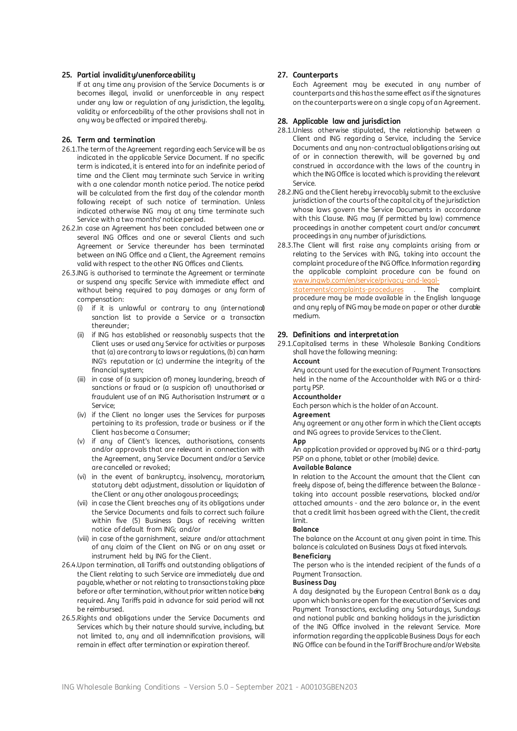## 25. Partial invalidity/unenforceability

If at any time any provision of the Service Documents is or becomes illegal, invalid or unenforceable in any respect under any law or regulation of any jurisdiction, the legality, validity or enforceability of the other provisions shall not in any way be affected or impaired thereby.

## 26. Term and termination

26.1. The term of the Agreement regarding each Service will be as indicated in the applicable Service Document. If no specific term is indicated, it is entered into for an indefinite period of time and the Client may terminate such Service in writing with a one calendar month notice period. The notice period will be calculated from the first day of the calendar month following receipt of such notice of termination. Unless indicated otherwise ING may at any time terminate such Service with a two months' notice period.

26.2. In case an Agreement has been concluded between one or several ING Offices and one or several Clients and such Agreement or Service thereunder has been terminated between an ING Office and a Client, the Agreement remains valid with respect to the other ING Offices and Clients.

26.3. ING is authorised to terminate the Agreement or terminate or suspend any specific Service with immediate effect and without being required to pay damages or any form of compensation:

- (i) if it is unlawful or contrary to any (international) sanction list to provide a Service or a transaction thereunder;
- (ii) if ING has established or reasonably suspects that the Client uses or used any Service for activities or purposes that (a) are contrary to laws or regulations, (b) can harm ING's reputation or (c) undermine the integrity of the financial system;
- (iii) in case of (a suspicion of) money laundering, breach of sanctions or fraud or (a suspicion of) unauthorised or fraudulent use of an ING Authorisation Instrument or a Service;
- (iv) if the Client no longer uses the Services for purposes pertaining to its profession, trade or business or if the Client has become a Consumer;
- (v) if any of Client's licences, authorisations, consents and/or approvals that are relevant in connection with the Agreement, any Service Document and/or a Service are cancelled or revoked;
- (vi) in the event of bankruptcy, insolvency, moratorium, statutory debt adjustment, dissolution or liquidation of the Client or any other analogous proceedings;
- (vii) in case the Client breaches any of its obligations under the Service Documents and fails to correct such failure within five (5) Business Days of receiving written notice of default from ING; and/or
- (viii) in case of the garnishment, seizure and/or attachment of any claim of the Client on ING or on any asset or instrument held by ING for the Client.

26.4. Upon termination, all Tariffs and outstanding obligations of the Client relating to such Service are immediately due and payable, whether or not relating to transactions taking place before or after termination, without prior written notice being required. Any Tariffs paid in advance for said period will not be reimbursed.

26.5. Rights and obligations under the Service Documents and Services which by their nature should survive, including, but not limited to, any and all indemnification provisions, will remain in effect after termination or expiration thereof.

## 27. Counterparts

Each Agreement may be executed in any number of counterparts and this has the same effect as if the signatures on the counterparts were on a single copy of an Agreement.

## 28. Applicable law and jurisdiction

28.1. Unless otherwise stipulated, the relationship between a Client and ING regarding a Service, including the Service Documents and any non-contractual obligations arising out of or in connection therewith, will be governed by and construed in accordance with the laws of the country in which the ING Office is located which is providing the relevant Service.

28.2. ING and the Client hereby irrevocably submit to the exclusive jurisdiction of the courts of the capital city of the jurisdiction whose laws govern the Service Documents in accordance with this Clause. ING may (if permitted by law) commence proceedings in another competent court and/or concurrent proceedings in any number of jurisdictions.

28.3. The Client will first raise any complaints arising from or relating to the Services with ING, taking into account the complaint procedure of the ING Office. Information regarding the applicable complaint procedure can be found on www.ingwb.com/en/service/privacy-and-legal-statements/complaints-procedures . The complaint procedure may be made available in the English language and any reply of ING may be made on paper or other durable medium.

## 29. Definitions and interpretation

29.1. Capitalised terms in these Wholesale Banking Conditions shall have the following meaning:

**Account**
Any account used for the execution of Payment Transactions held in the name of the Accountholder with ING or a third-party PSP.

**Accountholder**
Each person which is the holder of an Account.

**Agreement**
Any agreement or any other form in which the Client accepts and ING agrees to provide Services to the Client.

**App**
An application provided or approved by ING or a third-party PSP on a phone, tablet or other (mobile) device.

**Available Balance**
In relation to the Account the amount that the Client can freely dispose of, being the difference between the Balance - taking into account possible reservations, blocked and/or attached amounts - and the zero balance or, in the event that a credit limit has been agreed with the Client, the credit limit.

**Balance**
The balance on the Account at any given point in time. This balance is calculated on Business Days at fixed intervals.

**Beneficiary**
The person who is the intended recipient of the funds of a Payment Transaction.

**Business Day**
A day designated by the European Central Bank as a day upon which banks are open for the execution of Services and Payment Transactions, excluding any Saturdays, Sundays and national public and banking holidays in the jurisdiction of the ING Office involved in the relevant Service. More information regarding the applicable Business Days for each ING Office can be found in the Tariff Brochure and/or Website.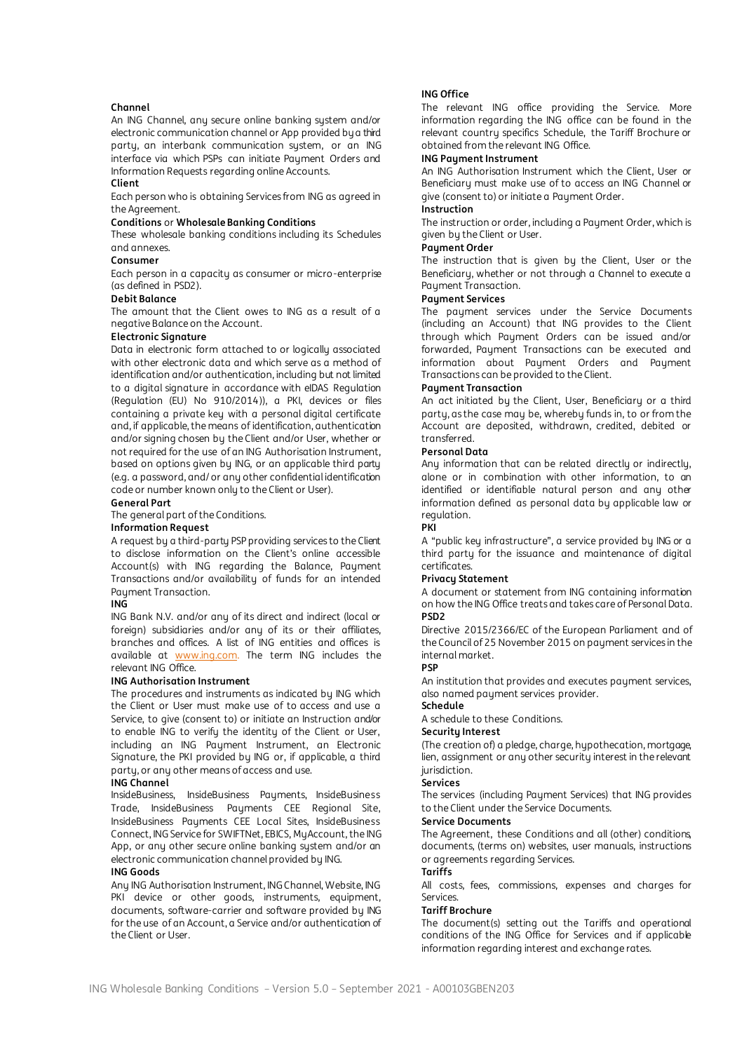**Channel**

An ING Channel, any secure online banking system and/or electronic communication channel or App provided by a third party, an interbank communication system, or an ING interface via which PSPs can initiate Payment Orders and Information Requests regarding online Accounts.

**Client**

Each person who is obtaining Services from ING as agreed in the Agreement.

**Conditions** or **Wholesale Banking Conditions**

These wholesale banking conditions including its Schedules and annexes.

**Consumer**

Each person in a capacity as consumer or micro-enterprise (as defined in PSD2).

**Debit Balance**

The amount that the Client owes to ING as a result of a negative Balance on the Account.

**Electronic Signature**

Data in electronic form attached to or logically associated with other electronic data and which serve as a method of identification and/or authentication, including but not limited to a digital signature in accordance with eIDAS Regulation (Regulation (EU) No 910/2014)), a PKI, devices or files containing a private key with a personal digital certificate and, if applicable, the means of identification, authentication and/or signing chosen by the Client and/or User, whether or not required for the use of an ING Authorisation Instrument, based on options given by ING, or an applicable third party (e.g. a password, and/ or any other confidential identification code or number known only to the Client or User).

**General Part**

The general part of the Conditions.

**Information Request**

A request by a third-party PSP providing services to the Client to disclose information on the Client's online accessible Account(s) with ING regarding the Balance, Payment Transactions and/or availability of funds for an intended Payment Transaction.

**ING**

ING Bank N.V. and/or any of its direct and indirect (local or foreign) subsidiaries and/or any of its or their affiliates, branches and offices. A list of ING entities and offices is available at www.ing.com. The term ING includes the relevant ING Office.

**ING Authorisation Instrument**

The procedures and instruments as indicated by ING which the Client or User must make use of to access and use a Service, to give (consent to) or initiate an Instruction and/or to enable ING to verify the identity of the Client or User, including an ING Payment Instrument, an Electronic Signature, the PKI provided by ING or, if applicable, a third party, or any other means of access and use.

**ING Channel**

InsideBusiness, InsideBusiness Payments, InsideBusiness Trade, InsideBusiness Payments CEE Regional Site, InsideBusiness Payments CEE Local Sites, InsideBusiness Connect, ING Service for SWIFTNet, EBICS, MyAccount, the ING App, or any other secure online banking system and/or an electronic communication channel provided by ING.

**ING Goods**

Any ING Authorisation Instrument, ING Channel, Website, ING PKI device or other goods, instruments, equipment, documents, software-carrier and software provided by ING for the use of an Account, a Service and/or authentication of the Client or User.

**ING Office**

The relevant ING office providing the Service. More information regarding the ING office can be found in the relevant country specifics Schedule, the Tariff Brochure or obtained from the relevant ING Office.

**ING Payment Instrument**

An ING Authorisation Instrument which the Client, User or Beneficiary must make use of to access an ING Channel or give (consent to) or initiate a Payment Order.

**Instruction**

The instruction or order, including a Payment Order, which is given by the Client or User.

**Payment Order**

The instruction that is given by the Client, User or the Beneficiary, whether or not through a Channel to execute a Payment Transaction.

**Payment Services**

The payment services under the Service Documents (including an Account) that ING provides to the Client through which Payment Orders can be issued and/or forwarded, Payment Transactions can be executed and information about Payment Orders and Payment Transactions can be provided to the Client.

**Payment Transaction**

An act initiated by the Client, User, Beneficiary or a third party, as the case may be, whereby funds in, to or from the Account are deposited, withdrawn, credited, debited or transferred.

**Personal Data**

Any information that can be related directly or indirectly, alone or in combination with other information, to an identified or identifiable natural person and any other information defined as personal data by applicable law or regulation.

**PKI**

A "public key infrastructure", a service provided by ING or a third party for the issuance and maintenance of digital certificates.

**Privacy Statement**

A document or statement from ING containing information on how the ING Office treats and takes care of Personal Data.

**PSD2**

Directive 2015/2366/EC of the European Parliament and of the Council of 25 November 2015 on payment services in the internal market.

**PSP**

An institution that provides and executes payment services, also named payment services provider.

**Schedule**

A schedule to these Conditions.

**Security Interest**

(The creation of) a pledge, charge, hypothecation, mortgage, lien, assignment or any other security interest in the relevant jurisdiction.

**Services**

The services (including Payment Services) that ING provides to the Client under the Service Documents.

**Service Documents**

The Agreement, these Conditions and all (other) conditions, documents, (terms on) websites, user manuals, instructions or agreements regarding Services.

**Tariffs**

All costs, fees, commissions, expenses and charges for Services.

**Tariff Brochure**

The document(s) setting out the Tariffs and operational conditions of the ING Office for Services and if applicable information regarding interest and exchange rates.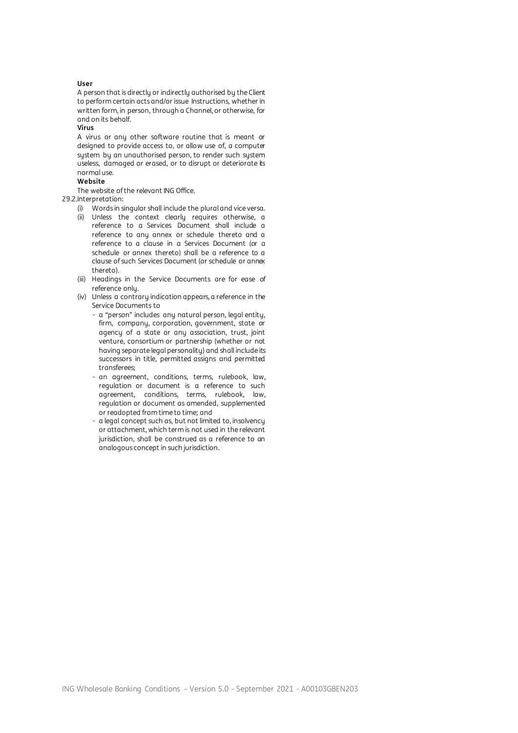**User**

A person that is directly or indirectly authorised by the Client to perform certain acts and/or issue Instructions, whether in written form, in person, through a Channel, or otherwise, for and on its behalf.

**Virus**

A virus or any other software routine that is meant or designed to provide access to, or allow use of, a computer system by an unauthorised person, to render such system useless, damaged or erased, or to disrupt or deteriorate its normal use.

**Website**

The website of the relevant ING Office.

29.2. Interpretation:

(i) Words in singular shall include the plural and vice versa.

(ii) Unless the context clearly requires otherwise, a reference to a Services Document shall include a reference to any annex or schedule thereto and a reference to a clause in a Services Document (or a schedule or annex thereto) shall be a reference to a clause of such Services Document (or schedule or annex thereto).

(iii) Headings in the Service Documents are for ease of reference only.

(iv) Unless a contrary indication appears, a reference in the Service Documents to

- a "person" includes any natural person, legal entity, firm, company, corporation, government, state or agency of a state or any association, trust, joint venture, consortium or partnership (whether or not having separate legal personality) and shall include its successors in title, permitted assigns and permitted transferees;
- an agreement, conditions, terms, rulebook, law, regulation or document is a reference to such agreement, conditions, terms, rulebook, law, regulation or document as amended, supplemented or readopted from time to time; and
- a legal concept such as, but not limited to, insolvency or attachment, which term is not used in the relevant jurisdiction, shall be construed as a reference to an analogous concept in such jurisdiction.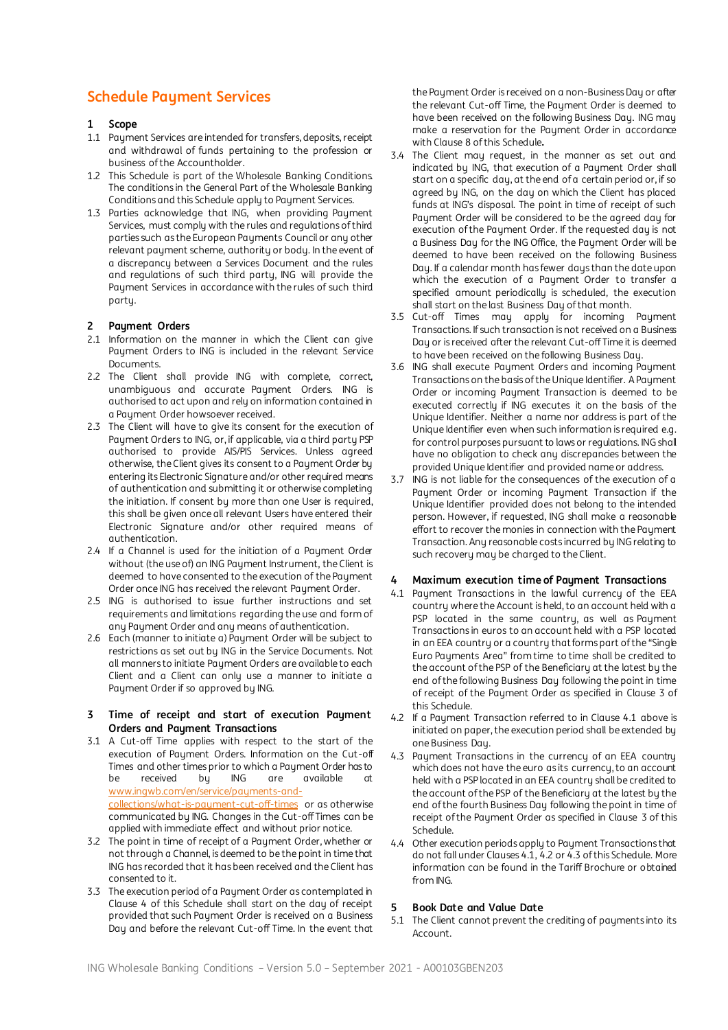# Schedule Payment Services

## 1 Scope

1.1 Payment Services are intended for transfers, deposits, receipt and withdrawal of funds pertaining to the profession or business of the Accountholder.

1.2 This Schedule is part of the Wholesale Banking Conditions. The conditions in the General Part of the Wholesale Banking Conditions and this Schedule apply to Payment Services.

1.3 Parties acknowledge that ING, when providing Payment Services, must comply with the rules and regulations of third parties such as the European Payments Council or any other relevant payment scheme, authority or body. In the event of a discrepancy between a Services Document and the rules and regulations of such third party, ING will provide the Payment Services in accordance with the rules of such third party.

## 2 Payment Orders

2.1 Information on the manner in which the Client can give Payment Orders to ING is included in the relevant Service Documents.

2.2 The Client shall provide ING with complete, correct, unambiguous and accurate Payment Orders. ING is authorised to act upon and rely on information contained in a Payment Order howsoever received.

2.3 The Client will have to give its consent for the execution of Payment Orders to ING, or, if applicable, via a third party PSP authorised to provide AIS/PIS Services. Unless agreed otherwise, the Client gives its consent to a Payment Order by entering its Electronic Signature and/or other required means of authentication and submitting it or otherwise completing the initiation. If consent by more than one User is required, this shall be given once all relevant Users have entered their Electronic Signature and/or other required means of authentication.

2.4 If a Channel is used for the initiation of a Payment Order without (the use of) an ING Payment Instrument, the Client is deemed to have consented to the execution of the Payment Order once ING has received the relevant Payment Order.

2.5 ING is authorised to issue further instructions and set requirements and limitations regarding the use and form of any Payment Order and any means of authentication.

2.6 Each (manner to initiate a) Payment Order will be subject to restrictions as set out by ING in the Service Documents. Not all manners to initiate Payment Orders are available to each Client and a Client can only use a manner to initiate a Payment Order if so approved by ING.

## 3 Time of receipt and start of execution Payment Orders and Payment Transactions

3.1 A Cut-off Time applies with respect to the start of the execution of Payment Orders. Information on the Cut-off Times and other times prior to which a Payment Order has to be received by ING are available at www.ingwb.com/en/service/payments-and-collections/what-is-payment-cut-off-times or as otherwise communicated by ING. Changes in the Cut-off Times can be applied with immediate effect and without prior notice.

3.2 The point in time of receipt of a Payment Order, whether or not through a Channel, is deemed to be the point in time that ING has recorded that it has been received and the Client has consented to it.

3.3 The execution period of a Payment Order as contemplated in Clause 4 of this Schedule shall start on the day of receipt provided that such Payment Order is received on a Business Day and before the relevant Cut-off Time. In the event that the Payment Order is received on a non-Business Day or after the relevant Cut-off Time, the Payment Order is deemed to have been received on the following Business Day. ING may make a reservation for the Payment Order in accordance with Clause 8 of this Schedule.

3.4 The Client may request, in the manner as set out and indicated by ING, that execution of a Payment Order shall start on a specific day, at the end of a certain period or, if so agreed by ING, on the day on which the Client has placed funds at ING's disposal. The point in time of receipt of such Payment Order will be considered to be the agreed day for execution of the Payment Order. If the requested day is not a Business Day for the ING Office, the Payment Order will be deemed to have been received on the following Business Day. If a calendar month has fewer days than the date upon which the execution of a Payment Order to transfer a specified amount periodically is scheduled, the execution shall start on the last Business Day of that month.

3.5 Cut-off Times may apply for incoming Payment Transactions. If such transaction is not received on a Business Day or is received after the relevant Cut-off Time it is deemed to have been received on the following Business Day.

3.6 ING shall execute Payment Orders and incoming Payment Transactions on the basis of the Unique Identifier. A Payment Order or incoming Payment Transaction is deemed to be executed correctly if ING executes it on the basis of the Unique Identifier. Neither a name nor address is part of the Unique Identifier even when such information is required e.g. for control purposes pursuant to laws or regulations. ING shall have no obligation to check any discrepancies between the provided Unique Identifier and provided name or address.

3.7 ING is not liable for the consequences of the execution of a Payment Order or incoming Payment Transaction if the Unique Identifier provided does not belong to the intended person. However, if requested, ING shall make a reasonable effort to recover the monies in connection with the Payment Transaction. Any reasonable costs incurred by ING relating to such recovery may be charged to the Client.

## 4 Maximum execution time of Payment Transactions

4.1 Payment Transactions in the lawful currency of the EEA country where the Account is held, to an account held with a PSP located in the same country, as well as Payment Transactions in euros to an account held with a PSP located in an EEA country or a country that forms part of the "Single Euro Payments Area" from time to time shall be credited to the account of the PSP of the Beneficiary at the latest by the end of the following Business Day following the point in time of receipt of the Payment Order as specified in Clause 3 of this Schedule.

4.2 If a Payment Transaction referred to in Clause 4.1 above is initiated on paper, the execution period shall be extended by one Business Day.

4.3 Payment Transactions in the currency of an EEA country which does not have the euro as its currency, to an account held with a PSP located in an EEA country shall be credited to the account of the PSP of the Beneficiary at the latest by the end of the fourth Business Day following the point in time of receipt of the Payment Order as specified in Clause 3 of this Schedule.

4.4 Other execution periods apply to Payment Transactions that do not fall under Clauses 4.1, 4.2 or 4.3 of this Schedule. More information can be found in the Tariff Brochure or obtained from ING.

## 5 Book Date and Value Date

5.1 The Client cannot prevent the crediting of payments into its Account.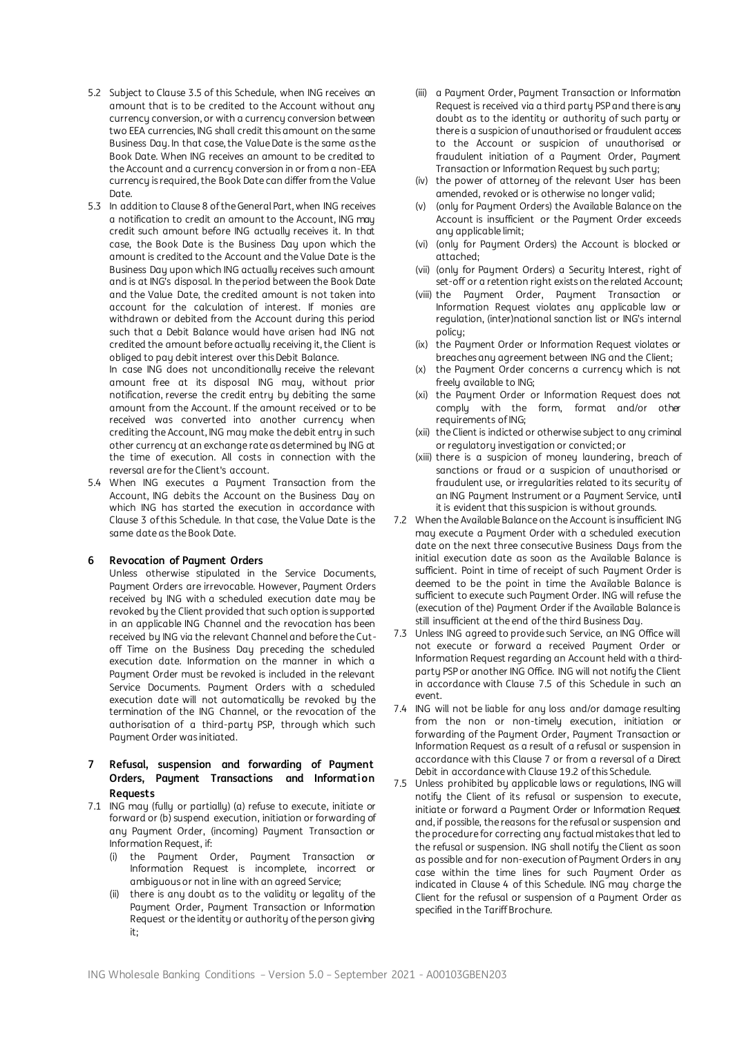5.2 Subject to Clause 3.5 of this Schedule, when ING receives an amount that is to be credited to the Account without any currency conversion, or with a currency conversion between two EEA currencies, ING shall credit this amount on the same Business Day. In that case, the Value Date is the same as the Book Date. When ING receives an amount to be credited to the Account and a currency conversion in or from a non-EEA currency is required, the Book Date can differ from the Value Date.

5.3 In addition to Clause 8 of the General Part, when ING receives a notification to credit an amount to the Account, ING may credit such amount before ING actually receives it. In that case, the Book Date is the Business Day upon which the amount is credited to the Account and the Value Date is the Business Day upon which ING actually receives such amount and is at ING's disposal. In the period between the Book Date and the Value Date, the credited amount is not taken into account for the calculation of interest. If monies are withdrawn or debited from the Account during this period such that a Debit Balance would have arisen had ING not credited the amount before actually receiving it, the Client is obliged to pay debit interest over this Debit Balance.
In case ING does not unconditionally receive the relevant amount free at its disposal ING may, without prior notification, reverse the credit entry by debiting the same amount from the Account. If the amount received or to be received was converted into another currency when crediting the Account, ING may make the debit entry in such other currency at an exchange rate as determined by ING at the time of execution. All costs in connection with the reversal are for the Client's account.

5.4 When ING executes a Payment Transaction from the Account, ING debits the Account on the Business Day on which ING has started the execution in accordance with Clause 3 of this Schedule. In that case, the Value Date is the same date as the Book Date.

## 6 Revocation of Payment Orders

Unless otherwise stipulated in the Service Documents, Payment Orders are irrevocable. However, Payment Orders received by ING with a scheduled execution date may be revoked by the Client provided that such option is supported in an applicable ING Channel and the revocation has been received by ING via the relevant Channel and before the Cut-off Time on the Business Day preceding the scheduled execution date. Information on the manner in which a Payment Order must be revoked is included in the relevant Service Documents. Payment Orders with a scheduled execution date will not automatically be revoked by the termination of the ING Channel, or the revocation of the authorisation of a third-party PSP, through which such Payment Order was initiated.

## 7 Refusal, suspension and forwarding of Payment Orders, Payment Transactions and Information Requests

7.1 ING may (fully or partially) (a) refuse to execute, initiate or forward or (b) suspend execution, initiation or forwarding of any Payment Order, (incoming) Payment Transaction or Information Request, if:

(i) the Payment Order, Payment Transaction or Information Request is incomplete, incorrect or ambiguous or not in line with an agreed Service;
(ii) there is any doubt as to the validity or legality of the Payment Order, Payment Transaction or Information Request or the identity or authority of the person giving it;
(iii) a Payment Order, Payment Transaction or Information Request is received via a third party PSP and there is any doubt as to the identity or authority of such party or there is a suspicion of unauthorised or fraudulent access to the Account or suspicion of unauthorised or fraudulent initiation of a Payment Order, Payment Transaction or Information Request by such party;
(iv) the power of attorney of the relevant User has been amended, revoked or is otherwise no longer valid;
(v) (only for Payment Orders) the Available Balance on the Account is insufficient or the Payment Order exceeds any applicable limit;
(vi) (only for Payment Orders) the Account is blocked or attached;
(vii) (only for Payment Orders) a Security Interest, right of set-off or a retention right exists on the related Account;
(viii) the Payment Order, Payment Transaction or Information Request violates any applicable law or regulation, (inter)national sanction list or ING's internal policy;
(ix) the Payment Order or Information Request violates or breaches any agreement between ING and the Client;
(x) the Payment Order concerns a currency which is not freely available to ING;
(xi) the Payment Order or Information Request does not comply with the form, format and/or other requirements of ING;
(xii) the Client is indicted or otherwise subject to any criminal or regulatory investigation or convicted; or
(xiii) there is a suspicion of money laundering, breach of sanctions or fraud or a suspicion of unauthorised or fraudulent use, or irregularities related to its security of an ING Payment Instrument or a Payment Service, until it is evident that this suspicion is without grounds.

7.2 When the Available Balance on the Account is insufficient ING may execute a Payment Order with a scheduled execution date on the next three consecutive Business Days from the initial execution date as soon as the Available Balance is sufficient. Point in time of receipt of such Payment Order is deemed to be the point in time the Available Balance is sufficient to execute such Payment Order. ING will refuse the (execution of the) Payment Order if the Available Balance is still insufficient at the end of the third Business Day.

7.3 Unless ING agreed to provide such Service, an ING Office will not execute or forward a received Payment Order or Information Request regarding an Account held with a third-party PSP or another ING Office. ING will not notify the Client in accordance with Clause 7.5 of this Schedule in such an event.

7.4 ING will not be liable for any loss and/or damage resulting from the non or non-timely execution, initiation or forwarding of the Payment Order, Payment Transaction or Information Request as a result of a refusal or suspension in accordance with this Clause 7 or from a reversal of a Direct Debit in accordance with Clause 19.2 of this Schedule.

7.5 Unless prohibited by applicable laws or regulations, ING will notify the Client of its refusal or suspension to execute, initiate or forward a Payment Order or Information Request and, if possible, the reasons for the refusal or suspension and the procedure for correcting any factual mistakes that led to the refusal or suspension. ING shall notify the Client as soon as possible and for non-execution of Payment Orders in any case within the time lines for such Payment Order as indicated in Clause 4 of this Schedule. ING may charge the Client for the refusal or suspension of a Payment Order as specified in the Tariff Brochure.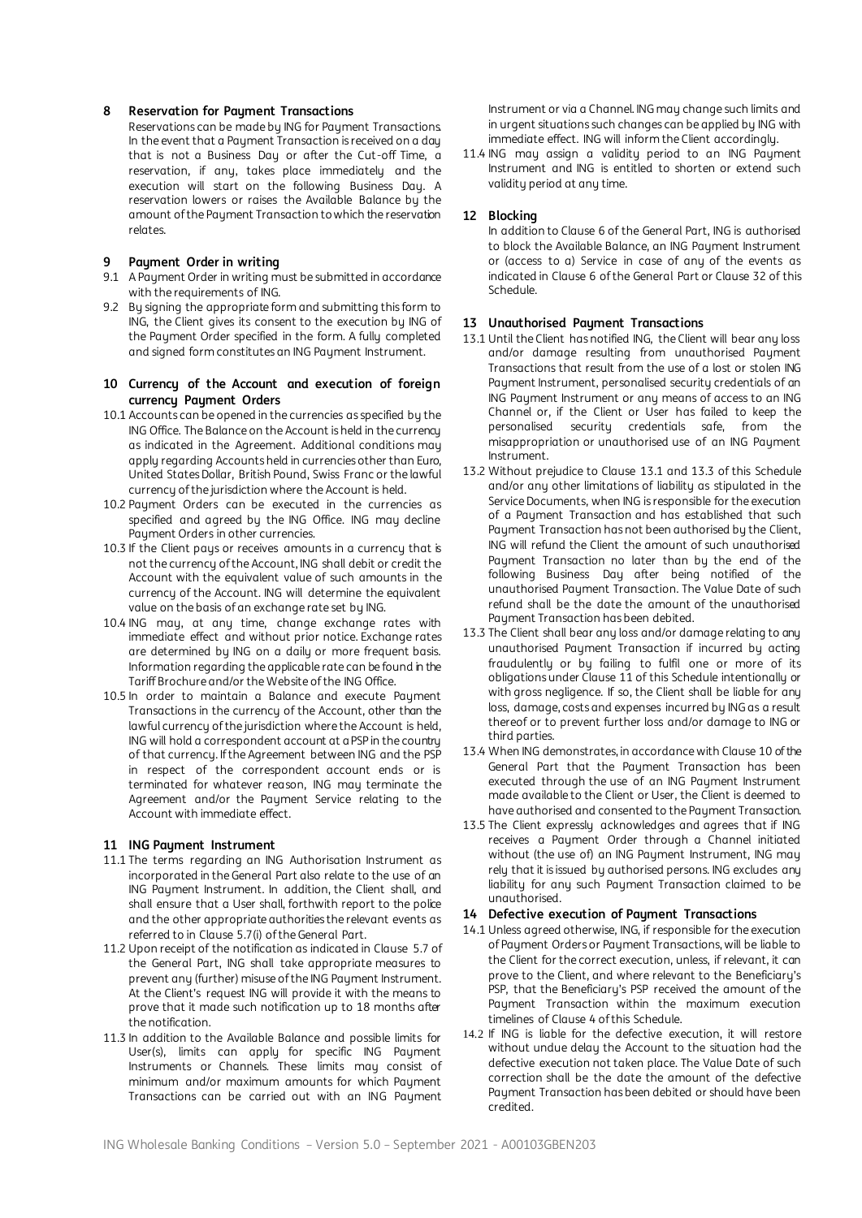## 8 Reservation for Payment Transactions

Reservations can be made by ING for Payment Transactions. In the event that a Payment Transaction is received on a day that is not a Business Day or after the Cut-off Time, a reservation, if any, takes place immediately and the execution will start on the following Business Day. A reservation lowers or raises the Available Balance by the amount of the Payment Transaction to which the reservation relates.

## 9 Payment Order in writing

9.1 A Payment Order in writing must be submitted in accordance with the requirements of ING.

9.2 By signing the appropriate form and submitting this form to ING, the Client gives its consent to the execution by ING of the Payment Order specified in the form. A fully completed and signed form constitutes an ING Payment Instrument.

## 10 Currency of the Account and execution of foreign currency Payment Orders

10.1 Accounts can be opened in the currencies as specified by the ING Office. The Balance on the Account is held in the currency as indicated in the Agreement. Additional conditions may apply regarding Accounts held in currencies other than Euro, United States Dollar, British Pound, Swiss Franc or the lawful currency of the jurisdiction where the Account is held.

10.2 Payment Orders can be executed in the currencies as specified and agreed by the ING Office. ING may decline Payment Orders in other currencies.

10.3 If the Client pays or receives amounts in a currency that is not the currency of the Account, ING shall debit or credit the Account with the equivalent value of such amounts in the currency of the Account. ING will determine the equivalent value on the basis of an exchange rate set by ING.

10.4 ING may, at any time, change exchange rates with immediate effect and without prior notice. Exchange rates are determined by ING on a daily or more frequent basis. Information regarding the applicable rate can be found in the Tariff Brochure and/or the Website of the ING Office.

10.5 In order to maintain a Balance and execute Payment Transactions in the currency of the Account, other than the lawful currency of the jurisdiction where the Account is held, ING will hold a correspondent account at a PSP in the country of that currency. If the Agreement between ING and the PSP in respect of the correspondent account ends or is terminated for whatever reason, ING may terminate the Agreement and/or the Payment Service relating to the Account with immediate effect.

## 11 ING Payment Instrument

11.1 The terms regarding an ING Authorisation Instrument as incorporated in the General Part also relate to the use of an ING Payment Instrument. In addition, the Client shall, and shall ensure that a User shall, forthwith report to the police and the other appropriate authorities the relevant events as referred to in Clause 5.7(i) of the General Part.

11.2 Upon receipt of the notification as indicated in Clause 5.7 of the General Part, ING shall take appropriate measures to prevent any (further) misuse of the ING Payment Instrument. At the Client's request ING will provide it with the means to prove that it made such notification up to 18 months after the notification.

11.3 In addition to the Available Balance and possible limits for User(s), limits can apply for specific ING Payment Instruments or Channels. These limits may consist of minimum and/or maximum amounts for which Payment Transactions can be carried out with an ING Payment Instrument or via a Channel. ING may change such limits and in urgent situations such changes can be applied by ING with immediate effect. ING will inform the Client accordingly.

11.4 ING may assign a validity period to an ING Payment Instrument and ING is entitled to shorten or extend such validity period at any time.

## 12 Blocking

In addition to Clause 6 of the General Part, ING is authorised to block the Available Balance, an ING Payment Instrument or (access to a) Service in case of any of the events as indicated in Clause 6 of the General Part or Clause 32 of this Schedule.

## 13 Unauthorised Payment Transactions

13.1 Until the Client has notified ING, the Client will bear any loss and/or damage resulting from unauthorised Payment Transactions that result from the use of a lost or stolen ING Payment Instrument, personalised security credentials of an ING Payment Instrument or any means of access to an ING Channel or, if the Client or User has failed to keep the personalised security credentials safe, from the misappropriation or unauthorised use of an ING Payment Instrument.

13.2 Without prejudice to Clause 13.1 and 13.3 of this Schedule and/or any other limitations of liability as stipulated in the Service Documents, when ING is responsible for the execution of a Payment Transaction and has established that such Payment Transaction has not been authorised by the Client, ING will refund the Client the amount of such unauthorised Payment Transaction no later than by the end of the following Business Day after being notified of the unauthorised Payment Transaction. The Value Date of such refund shall be the date the amount of the unauthorised Payment Transaction has been debited.

13.3 The Client shall bear any loss and/or damage relating to any unauthorised Payment Transaction if incurred by acting fraudulently or by failing to fulfil one or more of its obligations under Clause 11 of this Schedule intentionally or with gross negligence. If so, the Client shall be liable for any loss, damage, costs and expenses incurred by ING as a result thereof or to prevent further loss and/or damage to ING or third parties.

13.4 When ING demonstrates, in accordance with Clause 10 of the General Part that the Payment Transaction has been executed through the use of an ING Payment Instrument made available to the Client or User, the Client is deemed to have authorised and consented to the Payment Transaction.

13.5 The Client expressly acknowledges and agrees that if ING receives a Payment Order through a Channel initiated without (the use of) an ING Payment Instrument, ING may rely that it is issued by authorised persons. ING excludes any liability for any such Payment Transaction claimed to be unauthorised.

## 14 Defective execution of Payment Transactions

14.1 Unless agreed otherwise, ING, if responsible for the execution of Payment Orders or Payment Transactions, will be liable to the Client for the correct execution, unless, if relevant, it can prove to the Client, and where relevant to the Beneficiary's PSP, that the Beneficiary's PSP received the amount of the Payment Transaction within the maximum execution timelines of Clause 4 of this Schedule.

14.2 If ING is liable for the defective execution, it will restore without undue delay the Account to the situation had the defective execution not taken place. The Value Date of such correction shall be the date the amount of the defective Payment Transaction has been debited or should have been credited.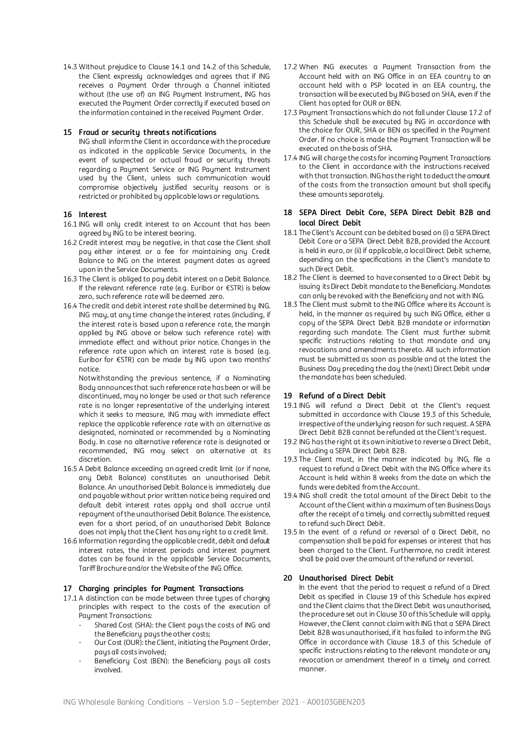14.3 Without prejudice to Clause 14.1 and 14.2 of this Schedule, the Client expressly acknowledges and agrees that if ING receives a Payment Order through a Channel initiated without (the use of) an ING Payment Instrument, ING has executed the Payment Order correctly if executed based on the information contained in the received Payment Order.

## 15 Fraud or security threats notifications

ING shall inform the Client in accordance with the procedure as indicated in the applicable Service Documents, in the event of suspected or actual fraud or security threats regarding a Payment Service or ING Payment Instrument used by the Client, unless such communication would compromise objectively justified security reasons or is restricted or prohibited by applicable laws or regulations.

## 16 Interest

16.1 ING will only credit interest to an Account that has been agreed by ING to be interest bearing.

16.2 Credit interest may be negative, in that case the Client shall pay either interest or a fee for maintaining any Credit Balance to ING on the interest payment dates as agreed upon in the Service Documents.

16.3 The Client is obliged to pay debit interest on a Debit Balance. If the relevant reference rate (e.g. Euribor or €STR) is below zero, such reference rate will be deemed zero.

16.4 The credit and debit interest rate shall be determined by ING. ING may, at any time change the interest rates (including, if the interest rate is based upon a reference rate, the margin applied by ING above or below such reference rate) with immediate effect and without prior notice. Changes in the reference rate upon which an interest rate is based (e.g. Euribor for €STR) can be made by ING upon two months' notice.

Notwithstanding the previous sentence, if a Nominating Body announces that such reference rate has been or will be discontinued, may no longer be used or that such reference rate is no longer representative of the underlying interest which it seeks to measure, ING may with immediate effect replace the applicable reference rate with an alternative as designated, nominated or recommended by a Nominating Body. In case no alternative reference rate is designated or recommended, ING may select an alternative at its discretion.

16.5 A Debit Balance exceeding an agreed credit limit (or if none, any Debit Balance) constitutes an unauthorised Debit Balance. An unauthorised Debit Balance is immediately due and payable without prior written notice being required and default debit interest rates apply and shall accrue until repayment of the unauthorised Debit Balance. The existence, even for a short period, of an unauthorised Debit Balance does not imply that the Client has any right to a credit limit.

16.6 Information regarding the applicable credit, debit and default interest rates, the interest periods and interest payment dates can be found in the applicable Service Documents, Tariff Brochure and/or the Website of the ING Office.

## 17 Charging principles for Payment Transactions

17.1 A distinction can be made between three types of charging principles with respect to the costs of the execution of Payment Transactions:

- Shared Cost (SHA): the Client pays the costs of ING and the Beneficiary pays the other costs;
- Our Cost (OUR): the Client, initiating the Payment Order, pays all costs involved;
- Beneficiary Cost (BEN): the Beneficiary pays all costs involved.

17.2 When ING executes a Payment Transaction from the Account held with an ING Office in an EEA country to an account held with a PSP located in an EEA country, the transaction will be executed by ING based on SHA, even if the Client has opted for OUR or BEN.

17.3 Payment Transactions which do not fall under Clause 17.2 of this Schedule shall be executed by ING in accordance with the choice for OUR, SHA or BEN as specified in the Payment Order. If no choice is made the Payment Transaction will be executed on the basis of SHA.

17.4 ING will charge the costs for incoming Payment Transactions to the Client in accordance with the instructions received with that transaction. ING has the right to deduct the amount of the costs from the transaction amount but shall specify these amounts separately.

## 18 SEPA Direct Debit Core, SEPA Direct Debit B2B and local Direct Debit

18.1 The Client's Account can be debited based on (i) a SEPA Direct Debit Core or a SEPA Direct Debit B2B, provided the Account is held in euro, or (ii) if applicable, a local Direct Debit scheme, depending on the specifications in the Client's mandate to such Direct Debit.

18.2 The Client is deemed to have consented to a Direct Debit by issuing its Direct Debit mandate to the Beneficiary. Mandates can only be revoked with the Beneficiary and not with ING.

18.3 The Client must submit to the ING Office where its Account is held, in the manner as required by such ING Office, either a copy of the SEPA Direct Debit B2B mandate or information regarding such mandate. The Client must further submit specific instructions relating to that mandate and any revocations and amendments thereto. All such information must be submitted as soon as possible and at the latest the Business Day preceding the day the (next) Direct Debit under the mandate has been scheduled.

## 19 Refund of a Direct Debit

19.1 ING will refund a Direct Debit at the Client's request submitted in accordance with Clause 19.3 of this Schedule, irrespective of the underlying reason for such request. A SEPA Direct Debit B2B cannot be refunded at the Client's request.

19.2 ING has the right at its own initiative to reverse a Direct Debit, including a SEPA Direct Debit B2B.

19.3 The Client must, in the manner indicated by ING, file a request to refund a Direct Debit with the ING Office where its Account is held within 8 weeks from the date on which the funds were debited from the Account.

19.4 ING shall credit the total amount of the Direct Debit to the Account of the Client within a maximum of ten Business Days after the receipt of a timely and correctly submitted request to refund such Direct Debit.

19.5 In the event of a refund or reversal of a Direct Debit, no compensation shall be paid for expenses or interest that has been charged to the Client. Furthermore, no credit interest shall be paid over the amount of the refund or reversal.

## 20 Unauthorised Direct Debit

In the event that the period to request a refund of a Direct Debit as specified in Clause 19 of this Schedule has expired and the Client claims that the Direct Debit was unauthorised, the procedure set out in Clause 30 of this Schedule will apply. However, the Client cannot claim with ING that a SEPA Direct Debit B2B was unauthorised, if it has failed to inform the ING Office in accordance with Clause 18.3 of this Schedule of specific instructions relating to the relevant mandate or any revocation or amendment thereof in a timely and correct manner.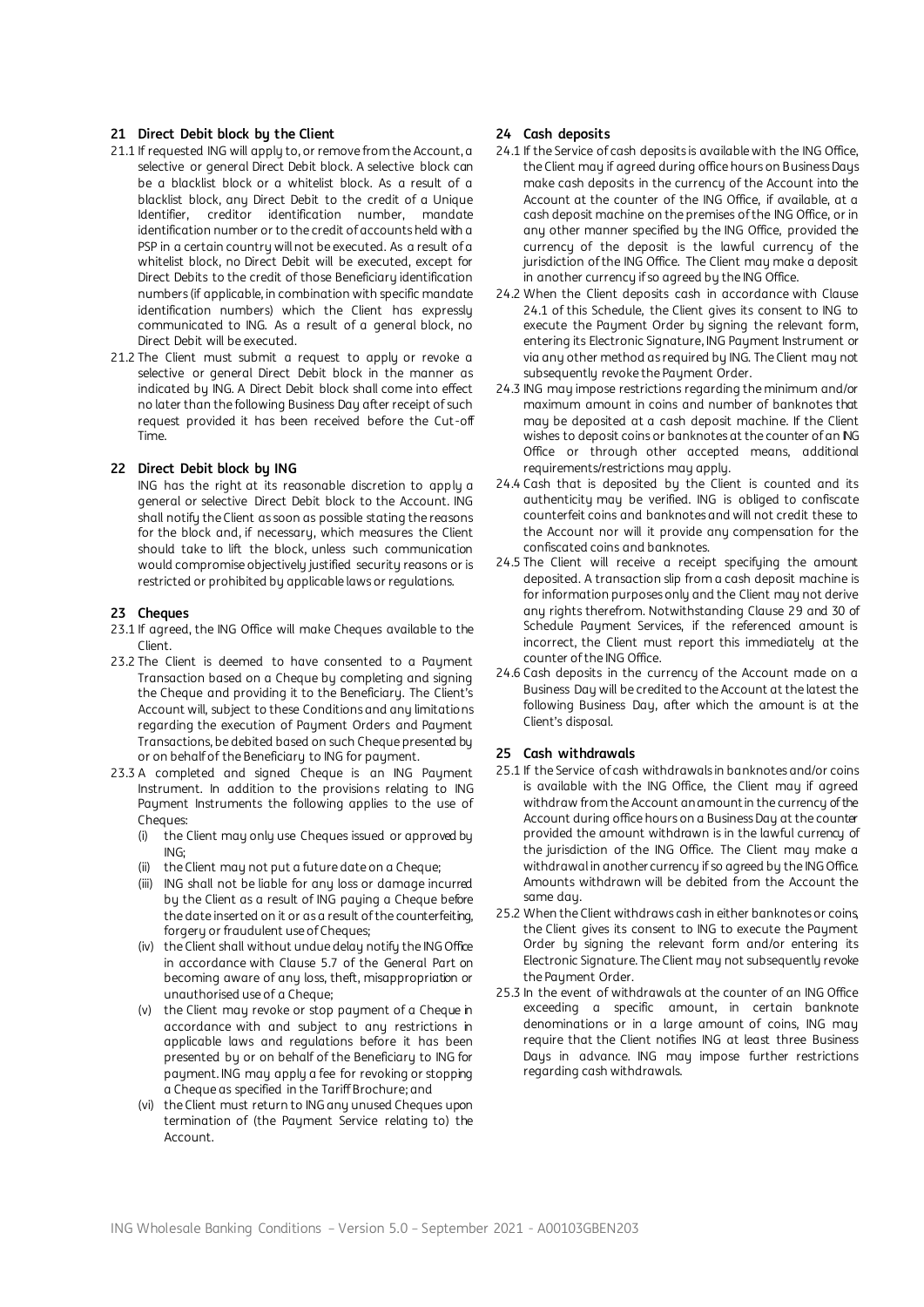## 21 Direct Debit block by the Client

21.1 If requested ING will apply to, or remove from the Account, a selective or general Direct Debit block. A selective block can be a blacklist block or a whitelist block. As a result of a blacklist block, any Direct Debit to the credit of a Unique Identifier, creditor identification number, mandate identification number or to the credit of accounts held with a PSP in a certain country will not be executed. As a result of a whitelist block, no Direct Debit will be executed, except for Direct Debits to the credit of those Beneficiary identification numbers (if applicable, in combination with specific mandate identification numbers) which the Client has expressly communicated to ING. As a result of a general block, no Direct Debit will be executed.

21.2 The Client must submit a request to apply or revoke a selective or general Direct Debit block in the manner as indicated by ING. A Direct Debit block shall come into effect no later than the following Business Day after receipt of such request provided it has been received before the Cut-off Time.

## 22 Direct Debit block by ING

ING has the right at its reasonable discretion to apply a general or selective Direct Debit block to the Account. ING shall notify the Client as soon as possible stating the reasons for the block and, if necessary, which measures the Client should take to lift the block, unless such communication would compromise objectively justified security reasons or is restricted or prohibited by applicable laws or regulations.

## 23 Cheques

23.1 If agreed, the ING Office will make Cheques available to the Client.

23.2 The Client is deemed to have consented to a Payment Transaction based on a Cheque by completing and signing the Cheque and providing it to the Beneficiary. The Client's Account will, subject to these Conditions and any limitations regarding the execution of Payment Orders and Payment Transactions, be debited based on such Cheque presented by or on behalf of the Beneficiary to ING for payment.

23.3 A completed and signed Cheque is an ING Payment Instrument. In addition to the provisions relating to ING Payment Instruments the following applies to the use of Cheques:

- (i) the Client may only use Cheques issued or approved by ING;
- (ii) the Client may not put a future date on a Cheque;
- (iii) ING shall not be liable for any loss or damage incurred by the Client as a result of ING paying a Cheque before the date inserted on it or as a result of the counterfeiting, forgery or fraudulent use of Cheques;
- (iv) the Client shall without undue delay notify the ING Office in accordance with Clause 5.7 of the General Part on becoming aware of any loss, theft, misappropriation or unauthorised use of a Cheque;
- (v) the Client may revoke or stop payment of a Cheque in accordance with and subject to any restrictions in applicable laws and regulations before it has been presented by or on behalf of the Beneficiary to ING for payment. ING may apply a fee for revoking or stopping a Cheque as specified in the Tariff Brochure; and
- (vi) the Client must return to ING any unused Cheques upon termination of (the Payment Service relating to) the Account.

## 24 Cash deposits

24.1 If the Service of cash deposits is available with the ING Office, the Client may if agreed during office hours on Business Days make cash deposits in the currency of the Account into the Account at the counter of the ING Office, if available, at a cash deposit machine on the premises of the ING Office, or in any other manner specified by the ING Office, provided the currency of the deposit is the lawful currency of the jurisdiction of the ING Office. The Client may make a deposit in another currency if so agreed by the ING Office.

24.2 When the Client deposits cash in accordance with Clause 24.1 of this Schedule, the Client gives its consent to ING to execute the Payment Order by signing the relevant form, entering its Electronic Signature, ING Payment Instrument or via any other method as required by ING. The Client may not subsequently revoke the Payment Order.

24.3 ING may impose restrictions regarding the minimum and/or maximum amount in coins and number of banknotes that may be deposited at a cash deposit machine. If the Client wishes to deposit coins or banknotes at the counter of an ING Office or through other accepted means, additional requirements/restrictions may apply.

24.4 Cash that is deposited by the Client is counted and its authenticity may be verified. ING is obliged to confiscate counterfeit coins and banknotes and will not credit these to the Account nor will it provide any compensation for the confiscated coins and banknotes.

24.5 The Client will receive a receipt specifying the amount deposited. A transaction slip from a cash deposit machine is for information purposes only and the Client may not derive any rights therefrom. Notwithstanding Clause 29 and 30 of Schedule Payment Services, if the referenced amount is incorrect, the Client must report this immediately at the counter of the ING Office.

24.6 Cash deposits in the currency of the Account made on a Business Day will be credited to the Account at the latest the following Business Day, after which the amount is at the Client's disposal.

## 25 Cash withdrawals

25.1 If the Service of cash withdrawals in banknotes and/or coins is available with the ING Office, the Client may if agreed withdraw from the Account an amount in the currency of the Account during office hours on a Business Day at the counter provided the amount withdrawn is in the lawful currency of the jurisdiction of the ING Office. The Client may make a withdrawal in another currency if so agreed by the ING Office. Amounts withdrawn will be debited from the Account the same day.

25.2 When the Client withdraws cash in either banknotes or coins, the Client gives its consent to ING to execute the Payment Order by signing the relevant form and/or entering its Electronic Signature. The Client may not subsequently revoke the Payment Order.

25.3 In the event of withdrawals at the counter of an ING Office exceeding a specific amount, in certain banknote denominations or in a large amount of coins, ING may require that the Client notifies ING at least three Business Days in advance. ING may impose further restrictions regarding cash withdrawals.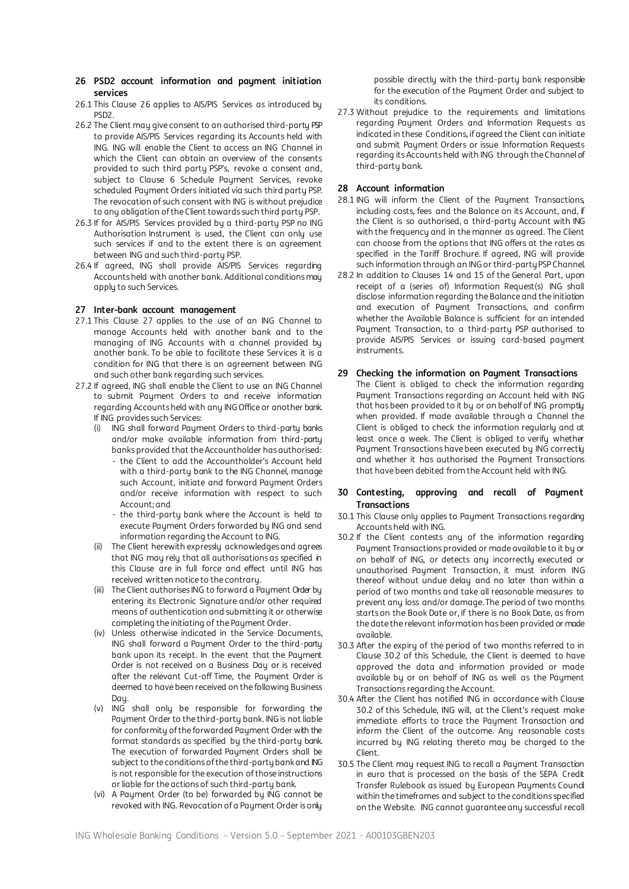## 26 PSD2 account information and payment initiation services

26.1 This Clause 26 applies to AIS/PIS Services as introduced by PSD2.

26.2 The Client may give consent to an authorised third-party PSP to provide AIS/PIS Services regarding its Accounts held with ING. ING will enable the Client to access an ING Channel in which the Client can obtain an overview of the consents provided to such third party PSP's, revoke a consent and, subject to Clause 6 Schedule Payment Services, revoke scheduled Payment Orders initiated via such third party PSP. The revocation of such consent with ING is without prejudice to any obligation of the Client towards such third party PSP.

26.3 If for AIS/PIS Services provided by a third-party PSP no ING Authorisation Instrument is used, the Client can only use such services if and to the extent there is an agreement between ING and such third-party PSP.

26.4 If agreed, ING shall provide AIS/PIS Services regarding Accounts held with another bank. Additional conditions may apply to such Services.

## 27 Inter-bank account management

27.1 This Clause 27 applies to the use of an ING Channel to manage Accounts held with another bank and to the managing of ING Accounts with a channel provided by another bank. To be able to facilitate these Services it is a condition for ING that there is an agreement between ING and such other bank regarding such services.

27.2 If agreed, ING shall enable the Client to use an ING Channel to submit Payment Orders to and receive information regarding Accounts held with any ING Office or another bank. If ING provides such Services:

(i) ING shall forward Payment Orders to third-party banks and/or make available information from third-party banks provided that the Accountholder has authorised:
- the Client to add the Accountholder's Account held with a third-party bank to the ING Channel, manage such Account, initiate and forward Payment Orders and/or receive information with respect to such Account; and
- the third-party bank where the Account is held to execute Payment Orders forwarded by ING and send information regarding the Account to ING.

(ii) The Client herewith expressly acknowledges and agrees that ING may rely that all authorisations as specified in this Clause are in full force and effect until ING has received written notice to the contrary.

(iii) The Client authorises ING to forward a Payment Order by entering its Electronic Signature and/or other required means of authentication and submitting it or otherwise completing the initiating of the Payment Order.

(iv) Unless otherwise indicated in the Service Documents, ING shall forward a Payment Order to the third-party bank upon its receipt. In the event that the Payment Order is not received on a Business Day or is received after the relevant Cut-off Time, the Payment Order is deemed to have been received on the following Business Day.

(v) ING shall only be responsible for forwarding the Payment Order to the third-party bank. ING is not liable for conformity of the forwarded Payment Order with the format standards as specified by the third-party bank. The execution of forwarded Payment Orders shall be subject to the conditions of the third-party bank and ING is not responsible for the execution of those instructions or liable for the actions of such third-party bank.

(vi) A Payment Order (to be) forwarded by ING cannot be revoked with ING. Revocation of a Payment Order is only possible directly with the third-party bank responsible for the execution of the Payment Order and subject to its conditions.

27.3 Without prejudice to the requirements and limitations regarding Payment Orders and Information Requests as indicated in these Conditions, if agreed the Client can initiate and submit Payment Orders or issue Information Requests regarding its Accounts held with ING through the Channel of third-party bank.

## 28 Account information

28.1 ING will inform the Client of the Payment Transactions, including costs, fees and the Balance on its Account, and, if the Client is so authorised, a third-party Account with ING with the frequency and in the manner as agreed. The Client can choose from the options that ING offers at the rates as specified in the Tariff Brochure. If agreed, ING will provide such information through an ING or third-party PSP Channel.

28.2 In addition to Clauses 14 and 15 of the General Part, upon receipt of a (series of) Information Request(s) ING shall disclose information regarding the Balance and the initiation and execution of Payment Transactions, and confirm whether the Available Balance is sufficient for an intended Payment Transaction, to a third-party PSP authorised to provide AIS/PIS Services or issuing card-based payment instruments.

## 29 Checking the information on Payment Transactions

The Client is obliged to check the information regarding Payment Transactions regarding an Account held with ING that has been provided to it by or on behalf of ING promptly when provided. If made available through a Channel the Client is obliged to check the information regularly and at least once a week. The Client is obliged to verify whether Payment Transactions have been executed by ING correctly and whether it has authorised the Payment Transactions that have been debited from the Account held with ING.

## 30 Contesting, approving and recall of Payment Transactions

30.1 This Clause only applies to Payment Transactions regarding Accounts held with ING.

30.2 If the Client contests any of the information regarding Payment Transactions provided or made available to it by or on behalf of ING, or detects any incorrectly executed or unauthorised Payment Transaction, it must inform ING thereof without undue delay and no later than within a period of two months and take all reasonable measures to prevent any loss and/or damage. The period of two months starts on the Book Date or, if there is no Book Date, as from the date the relevant information has been provided or made available.

30.3 After the expiry of the period of two months referred to in Clause 30.2 of this Schedule, the Client is deemed to have approved the data and information provided or made available by or on behalf of ING as well as the Payment Transactions regarding the Account.

30.4 After the Client has notified ING in accordance with Clause 30.2 of this Schedule, ING will, at the Client's request make immediate efforts to trace the Payment Transaction and inform the Client of the outcome. Any reasonable costs incurred by ING relating thereto may be charged to the Client.

30.5 The Client may request ING to recall a Payment Transaction in euro that is processed on the basis of the SEPA Credit Transfer Rulebook as issued by European Payments Council within the timeframes and subject to the conditions specified on the Website. ING cannot guarantee any successful recall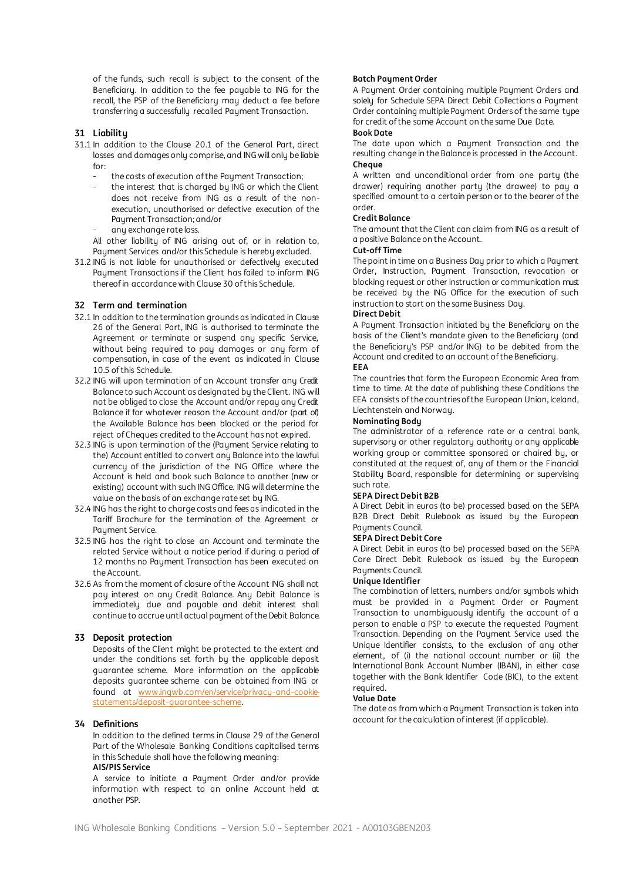of the funds, such recall is subject to the consent of the Beneficiary. In addition to the fee payable to ING for the recall, the PSP of the Beneficiary may deduct a fee before transferring a successfully recalled Payment Transaction.

## 31 Liability

31.1 In addition to the Clause 20.1 of the General Part, direct losses and damages only comprise, and ING will only be liable for:

- the costs of execution of the Payment Transaction;
- the interest that is charged by ING or which the Client does not receive from ING as a result of the non-execution, unauthorised or defective execution of the Payment Transaction; and/or
- any exchange rate loss.

All other liability of ING arising out of, or in relation to, Payment Services and/or this Schedule is hereby excluded.

31.2 ING is not liable for unauthorised or defectively executed Payment Transactions if the Client has failed to inform ING thereof in accordance with Clause 30 of this Schedule.

## 32 Term and termination

32.1 In addition to the termination grounds as indicated in Clause 26 of the General Part, ING is authorised to terminate the Agreement or terminate or suspend any specific Service, without being required to pay damages or any form of compensation, in case of the event as indicated in Clause 10.5 of this Schedule.

32.2 ING will upon termination of an Account transfer any Credit Balance to such Account as designated by the Client. ING will not be obliged to close the Account and/or repay any Credit Balance if for whatever reason the Account and/or (part of) the Available Balance has been blocked or the period for reject of Cheques credited to the Account has not expired.

32.3 ING is upon termination of the (Payment Service relating to the) Account entitled to convert any Balance into the lawful currency of the jurisdiction of the ING Office where the Account is held and book such Balance to another (new or existing) account with such ING Office. ING will determine the value on the basis of an exchange rate set by ING.

32.4 ING has the right to charge costs and fees as indicated in the Tariff Brochure for the termination of the Agreement or Payment Service.

32.5 ING has the right to close an Account and terminate the related Service without a notice period if during a period of 12 months no Payment Transaction has been executed on the Account.

32.6 As from the moment of closure of the Account ING shall not pay interest on any Credit Balance. Any Debit Balance is immediately due and payable and debit interest shall continue to accrue until actual payment of the Debit Balance.

## 33 Deposit protection

Deposits of the Client might be protected to the extent and under the conditions set forth by the applicable deposit guarantee scheme. More information on the applicable deposits guarantee scheme can be obtained from ING or found at [www.ingwb.com/en/service/privacy-and-cookie-statements/deposit-guarantee-scheme](www.ingwb.com/en/service/privacy-and-cookie-statements/deposit-guarantee-scheme).

## 34 Definitions

In addition to the defined terms in Clause 29 of the General Part of the Wholesale Banking Conditions capitalised terms in this Schedule shall have the following meaning:

**AIS/PIS Service**
A service to initiate a Payment Order and/or provide information with respect to an online Account held at another PSP.

**Batch Payment Order**
A Payment Order containing multiple Payment Orders and solely for Schedule SEPA Direct Debit Collections a Payment Order containing multiple Payment Orders of the same type for credit of the same Account on the same Due Date.

**Book Date**
The date upon which a Payment Transaction and the resulting change in the Balance is processed in the Account.

**Cheque**
A written and unconditional order from one party (the drawer) requiring another party (the drawee) to pay a specified amount to a certain person or to the bearer of the order.

**Credit Balance**
The amount that the Client can claim from ING as a result of a positive Balance on the Account.

**Cut-off Time**
The point in time on a Business Day prior to which a Payment Order, Instruction, Payment Transaction, revocation or blocking request or other instruction or communication must be received by the ING Office for the execution of such instruction to start on the same Business Day.

**Direct Debit**
A Payment Transaction initiated by the Beneficiary on the basis of the Client's mandate given to the Beneficiary (and the Beneficiary's PSP and/or ING) to be debited from the Account and credited to an account of the Beneficiary.

**EEA**
The countries that form the European Economic Area from time to time. At the date of publishing these Conditions the EEA consists of the countries of the European Union, Iceland, Liechtenstein and Norway.

**Nominating Body**
The administrator of a reference rate or a central bank, supervisory or other regulatory authority or any applicable working group or committee sponsored or chaired by, or constituted at the request of, any of them or the Financial Stability Board, responsible for determining or supervising such rate.

**SEPA Direct Debit B2B**
A Direct Debit in euros (to be) processed based on the SEPA B2B Direct Debit Rulebook as issued by the European Payments Council.

**SEPA Direct Debit Core**
A Direct Debit in euros (to be) processed based on the SEPA Core Direct Debit Rulebook as issued by the European Payments Council.

**Unique Identifier**
The combination of letters, numbers and/or symbols which must be provided in a Payment Order or Payment Transaction to unambiguously identify the account of a person to enable a PSP to execute the requested Payment Transaction. Depending on the Payment Service used the Unique Identifier consists, to the exclusion of any other element, of (i) the national account number or (ii) the International Bank Account Number (IBAN), in either case together with the Bank Identifier Code (BIC), to the extent required.

**Value Date**
The date as from which a Payment Transaction is taken into account for the calculation of interest (if applicable).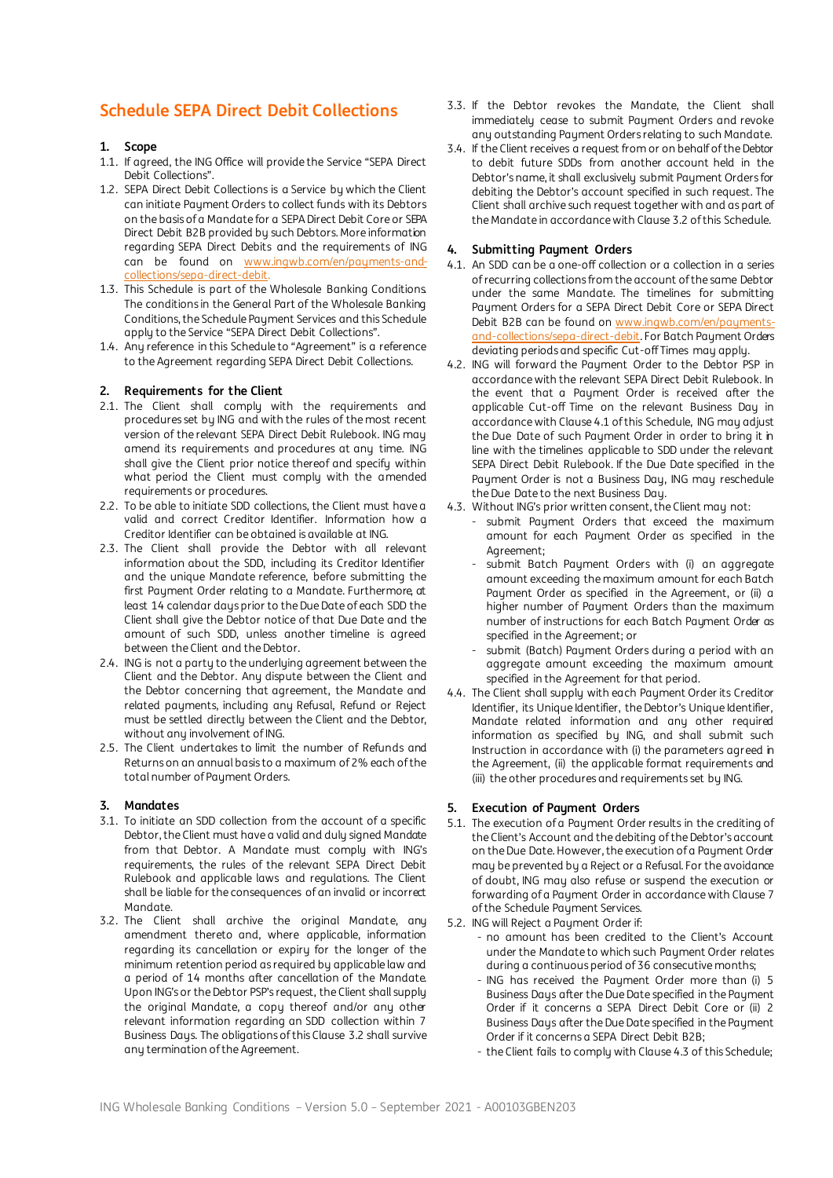# Schedule SEPA Direct Debit Collections

## 1. Scope

1.1. If agreed, the ING Office will provide the Service "SEPA Direct Debit Collections".

1.2. SEPA Direct Debit Collections is a Service by which the Client can initiate Payment Orders to collect funds with its Debtors on the basis of a Mandate for a SEPA Direct Debit Core or SEPA Direct Debit B2B provided by such Debtors. More information regarding SEPA Direct Debits and the requirements of ING can be found on www.ingwb.com/en/payments-and-collections/sepa-direct-debit.

1.3. This Schedule is part of the Wholesale Banking Conditions. The conditions in the General Part of the Wholesale Banking Conditions, the Schedule Payment Services and this Schedule apply to the Service "SEPA Direct Debit Collections".

1.4. Any reference in this Schedule to "Agreement" is a reference to the Agreement regarding SEPA Direct Debit Collections.

## 2. Requirements for the Client

2.1. The Client shall comply with the requirements and procedures set by ING and with the rules of the most recent version of the relevant SEPA Direct Debit Rulebook. ING may amend its requirements and procedures at any time. ING shall give the Client prior notice thereof and specify within what period the Client must comply with the amended requirements or procedures.

2.2. To be able to initiate SDD collections, the Client must have a valid and correct Creditor Identifier. Information how a Creditor Identifier can be obtained is available at ING.

2.3. The Client shall provide the Debtor with all relevant information about the SDD, including its Creditor Identifier and the unique Mandate reference, before submitting the first Payment Order relating to a Mandate. Furthermore, at least 14 calendar days prior to the Due Date of each SDD the Client shall give the Debtor notice of that Due Date and the amount of such SDD, unless another timeline is agreed between the Client and the Debtor.

2.4. ING is not a party to the underlying agreement between the Client and the Debtor. Any dispute between the Client and the Debtor concerning that agreement, the Mandate and related payments, including any Refusal, Refund or Reject must be settled directly between the Client and the Debtor, without any involvement of ING.

2.5. The Client undertakes to limit the number of Refunds and Returns on an annual basis to a maximum of 2% each of the total number of Payment Orders.

## 3. Mandates

3.1. To initiate an SDD collection from the account of a specific Debtor, the Client must have a valid and duly signed Mandate from that Debtor. A Mandate must comply with ING's requirements, the rules of the relevant SEPA Direct Debit Rulebook and applicable laws and regulations. The Client shall be liable for the consequences of an invalid or incorrect Mandate.

3.2. The Client shall archive the original Mandate, any amendment thereto and, where applicable, information regarding its cancellation or expiry for the longer of the minimum retention period as required by applicable law and a period of 14 months after cancellation of the Mandate. Upon ING's or the Debtor PSP's request, the Client shall supply the original Mandate, a copy thereof and/or any other relevant information regarding an SDD collection within 7 Business Days. The obligations of this Clause 3.2 shall survive any termination of the Agreement.

3.3. If the Debtor revokes the Mandate, the Client shall immediately cease to submit Payment Orders and revoke any outstanding Payment Orders relating to such Mandate.

3.4. If the Client receives a request from or on behalf of the Debtor to debit future SDDs from another account held in the Debtor's name, it shall exclusively submit Payment Orders for debiting the Debtor's account specified in such request. The Client shall archive such request together with and as part of the Mandate in accordance with Clause 3.2 of this Schedule.

## 4. Submitting Payment Orders

4.1. An SDD can be a one-off collection or a collection in a series of recurring collections from the account of the same Debtor under the same Mandate. The timelines for submitting Payment Orders for a SEPA Direct Debit Core or SEPA Direct Debit B2B can be found on www.ingwb.com/en/payments-and-collections/sepa-direct-debit. For Batch Payment Orders deviating periods and specific Cut-off Times may apply.

4.2. ING will forward the Payment Order to the Debtor PSP in accordance with the relevant SEPA Direct Debit Rulebook. In the event that a Payment Order is received after the applicable Cut-off Time on the relevant Business Day in accordance with Clause 4.1 of this Schedule, ING may adjust the Due Date of such Payment Order in order to bring it in line with the timelines applicable to SDD under the relevant SEPA Direct Debit Rulebook. If the Due Date specified in the Payment Order is not a Business Day, ING may reschedule the Due Date to the next Business Day.

4.3. Without ING's prior written consent, the Client may not:

- submit Payment Orders that exceed the maximum amount for each Payment Order as specified in the Agreement;
- submit Batch Payment Orders with (i) an aggregate amount exceeding the maximum amount for each Batch Payment Order as specified in the Agreement, or (ii) a higher number of Payment Orders than the maximum number of instructions for each Batch Payment Order as specified in the Agreement; or
- submit (Batch) Payment Orders during a period with an aggregate amount exceeding the maximum amount specified in the Agreement for that period.

4.4. The Client shall supply with each Payment Order its Creditor Identifier, its Unique Identifier, the Debtor's Unique Identifier, Mandate related information and any other required information as specified by ING, and shall submit such Instruction in accordance with (i) the parameters agreed in the Agreement, (ii) the applicable format requirements and (iii) the other procedures and requirements set by ING.

## 5. Execution of Payment Orders

5.1. The execution of a Payment Order results in the crediting of the Client's Account and the debiting of the Debtor's account on the Due Date. However, the execution of a Payment Order may be prevented by a Reject or a Refusal. For the avoidance of doubt, ING may also refuse or suspend the execution or forwarding of a Payment Order in accordance with Clause 7 of the Schedule Payment Services.

5.2. ING will Reject a Payment Order if:

- no amount has been credited to the Client's Account under the Mandate to which such Payment Order relates during a continuous period of 36 consecutive months;
- ING has received the Payment Order more than (i) 5 Business Days after the Due Date specified in the Payment Order if it concerns a SEPA Direct Debit Core or (ii) 2 Business Days after the Due Date specified in the Payment Order if it concerns a SEPA Direct Debit B2B;
- the Client fails to comply with Clause 4.3 of this Schedule;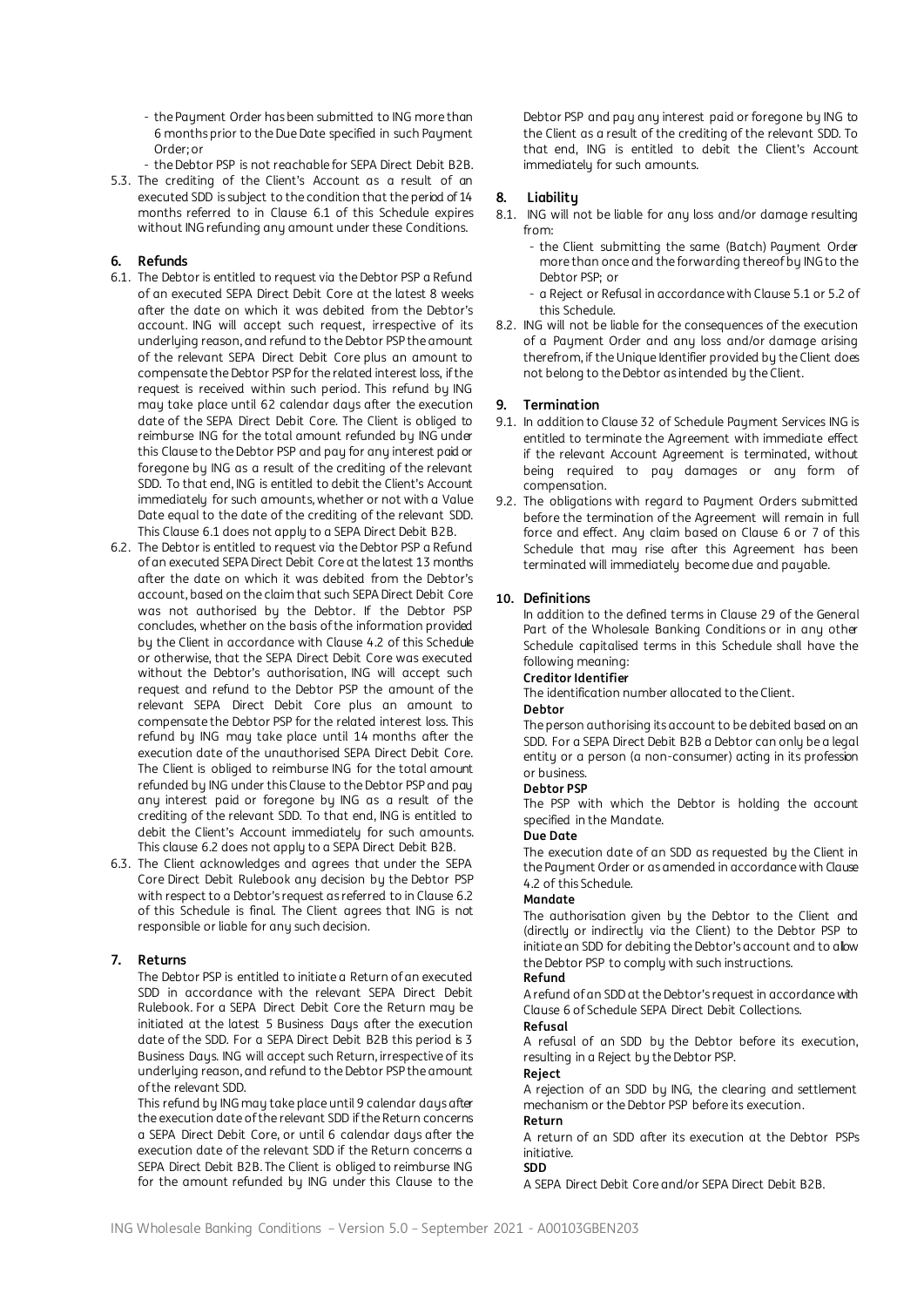- the Payment Order has been submitted to ING more than 6 months prior to the Due Date specified in such Payment Order; or
- the Debtor PSP is not reachable for SEPA Direct Debit B2B.

5.3. The crediting of the Client's Account as a result of an executed SDD is subject to the condition that the period of 14 months referred to in Clause 6.1 of this Schedule expires without ING refunding any amount under these Conditions.

## 6. Refunds

6.1. The Debtor is entitled to request via the Debtor PSP a Refund of an executed SEPA Direct Debit Core at the latest 8 weeks after the date on which it was debited from the Debtor's account. ING will accept such request, irrespective of its underlying reason, and refund to the Debtor PSP the amount of the relevant SEPA Direct Debit Core plus an amount to compensate the Debtor PSP for the related interest loss, if the request is received within such period. This refund by ING may take place until 62 calendar days after the execution date of the SEPA Direct Debit Core. The Client is obliged to reimburse ING for the total amount refunded by ING under this Clause to the Debtor PSP and pay for any interest paid or foregone by ING as a result of the crediting of the relevant SDD. To that end, ING is entitled to debit the Client's Account immediately for such amounts, whether or not with a Value Date equal to the date of the crediting of the relevant SDD. This Clause 6.1 does not apply to a SEPA Direct Debit B2B.

6.2. The Debtor is entitled to request via the Debtor PSP a Refund of an executed SEPA Direct Debit Core at the latest 13 months after the date on which it was debited from the Debtor's account, based on the claim that such SEPA Direct Debit Core was not authorised by the Debtor. If the Debtor PSP concludes, whether on the basis of the information provided by the Client in accordance with Clause 4.2 of this Schedule or otherwise, that the SEPA Direct Debit Core was executed without the Debtor's authorisation, ING will accept such request and refund to the Debtor PSP the amount of the relevant SEPA Direct Debit Core plus an amount to compensate the Debtor PSP for the related interest loss. This refund by ING may take place until 14 months after the execution date of the unauthorised SEPA Direct Debit Core. The Client is obliged to reimburse ING for the total amount refunded by ING under this Clause to the Debtor PSP and pay any interest paid or foregone by ING as a result of the crediting of the relevant SDD. To that end, ING is entitled to debit the Client's Account immediately for such amounts. This clause 6.2 does not apply to a SEPA Direct Debit B2B.

6.3. The Client acknowledges and agrees that under the SEPA Core Direct Debit Rulebook any decision by the Debtor PSP with respect to a Debtor's request as referred to in Clause 6.2 of this Schedule is final. The Client agrees that ING is not responsible or liable for any such decision.

## 7. Returns

The Debtor PSP is entitled to initiate a Return of an executed SDD in accordance with the relevant SEPA Direct Debit Rulebook. For a SEPA Direct Debit Core the Return may be initiated at the latest 5 Business Days after the execution date of the SDD. For a SEPA Direct Debit B2B this period is 3 Business Days. ING will accept such Return, irrespective of its underlying reason, and refund to the Debtor PSP the amount of the relevant SDD.

This refund by ING may take place until 9 calendar days after the execution date of the relevant SDD if the Return concerns a SEPA Direct Debit Core, or until 6 calendar days after the execution date of the relevant SDD if the Return concerns a SEPA Direct Debit B2B. The Client is obliged to reimburse ING for the amount refunded by ING under this Clause to the Debtor PSP and pay any interest paid or foregone by ING to the Client as a result of the crediting of the relevant SDD. To that end, ING is entitled to debit the Client's Account immediately for such amounts.

## 8. Liability

8.1. ING will not be liable for any loss and/or damage resulting from:
- the Client submitting the same (Batch) Payment Order more than once and the forwarding thereof by ING to the Debtor PSP; or
- a Reject or Refusal in accordance with Clause 5.1 or 5.2 of this Schedule.

8.2. ING will not be liable for the consequences of the execution of a Payment Order and any loss and/or damage arising therefrom, if the Unique Identifier provided by the Client does not belong to the Debtor as intended by the Client.

## 9. Termination

9.1. In addition to Clause 32 of Schedule Payment Services ING is entitled to terminate the Agreement with immediate effect if the relevant Account Agreement is terminated, without being required to pay damages or any form of compensation.

9.2. The obligations with regard to Payment Orders submitted before the termination of the Agreement will remain in full force and effect. Any claim based on Clause 6 or 7 of this Schedule that may rise after this Agreement has been terminated will immediately become due and payable.

## 10. Definitions

In addition to the defined terms in Clause 29 of the General Part of the Wholesale Banking Conditions or in any other Schedule capitalised terms in this Schedule shall have the following meaning:

**Creditor Identifier**

The identification number allocated to the Client.

**Debtor**

The person authorising its account to be debited based on an SDD. For a SEPA Direct Debit B2B a Debtor can only be a legal entity or a person (a non-consumer) acting in its profession or business.

**Debtor PSP**

The PSP with which the Debtor is holding the account specified in the Mandate.

**Due Date**

The execution date of an SDD as requested by the Client in the Payment Order or as amended in accordance with Clause 4.2 of this Schedule.

**Mandate**

The authorisation given by the Debtor to the Client and (directly or indirectly via the Client) to the Debtor PSP to initiate an SDD for debiting the Debtor's account and to allow the Debtor PSP to comply with such instructions.

**Refund**

A refund of an SDD at the Debtor's request in accordance with Clause 6 of Schedule SEPA Direct Debit Collections.

**Refusal**

A refusal of an SDD by the Debtor before its execution, resulting in a Reject by the Debtor PSP.

**Reject**

A rejection of an SDD by ING, the clearing and settlement mechanism or the Debtor PSP before its execution.

**Return**

A return of an SDD after its execution at the Debtor PSPs initiative.

**SDD**

A SEPA Direct Debit Core and/or SEPA Direct Debit B2B.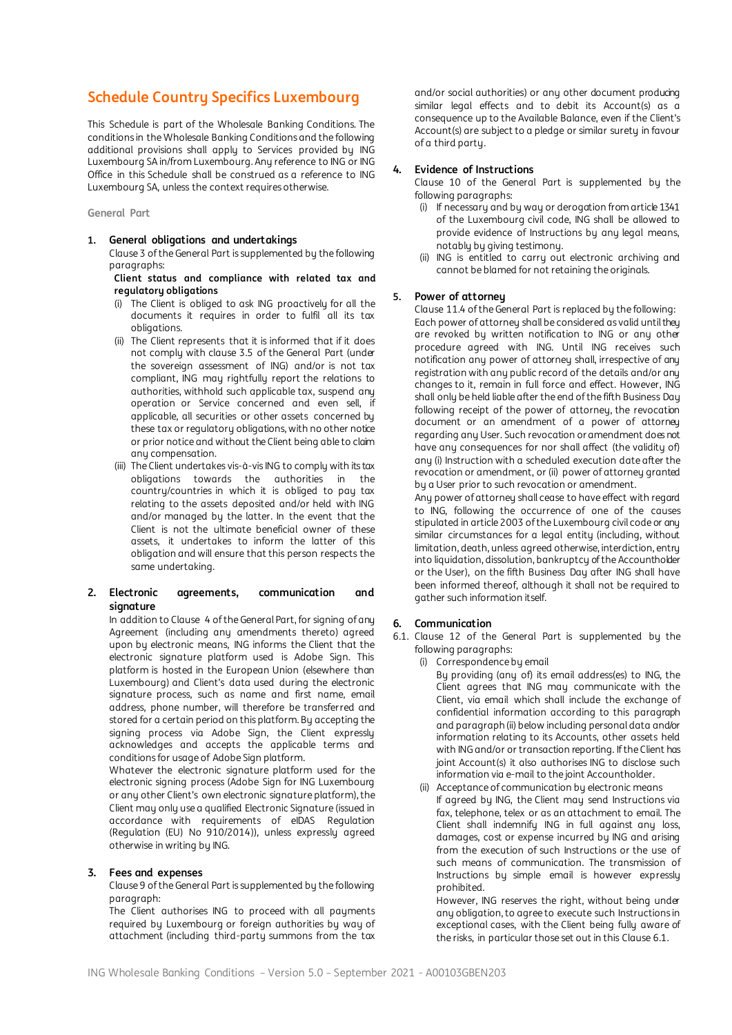# Schedule Country Specifics Luxembourg

This Schedule is part of the Wholesale Banking Conditions. The conditions in the Wholesale Banking Conditions and the following additional provisions shall apply to Services provided by ING Luxembourg SA in/from Luxembourg. Any reference to ING or ING Office in this Schedule shall be construed as a reference to ING Luxembourg SA, unless the context requires otherwise.

**General Part**

**1. General obligations and undertakings**

Clause 3 of the General Part is supplemented by the following paragraphs:

**Client status and compliance with related tax and regulatory obligations**

(i) The Client is obliged to ask ING proactively for all the documents it requires in order to fulfil all its tax obligations.

(ii) The Client represents that it is informed that if it does not comply with clause 3.5 of the General Part (under the sovereign assessment of ING) and/or is not tax compliant, ING may rightfully report the relations to authorities, withhold such applicable tax, suspend any operation or Service concerned and even sell, if applicable, all securities or other assets concerned by these tax or regulatory obligations, with no other notice or prior notice and without the Client being able to claim any compensation.

(iii) The Client undertakes vis-à-vis ING to comply with its tax obligations towards the authorities in the country/countries in which it is obliged to pay tax relating to the assets deposited and/or held with ING and/or managed by the latter. In the event that the Client is not the ultimate beneficial owner of these assets, it undertakes to inform the latter of this obligation and will ensure that this person respects the same undertaking.

**2. Electronic agreements, communication and signature**

In addition to Clause 4 of the General Part, for signing of any Agreement (including any amendments thereto) agreed upon by electronic means, ING informs the Client that the electronic signature platform used is Adobe Sign. This platform is hosted in the European Union (elsewhere than Luxembourg) and Client's data used during the electronic signature process, such as name and first name, email address, phone number, will therefore be transferred and stored for a certain period on this platform. By accepting the signing process via Adobe Sign, the Client expressly acknowledges and accepts the applicable terms and conditions for usage of Adobe Sign platform.

Whatever the electronic signature platform used for the electronic signing process (Adobe Sign for ING Luxembourg or any other Client's own electronic signature platform), the Client may only use a qualified Electronic Signature (issued in accordance with requirements of eIDAS Regulation (Regulation (EU) No 910/2014)), unless expressly agreed otherwise in writing by ING.

**3. Fees and expenses**

Clause 9 of the General Part is supplemented by the following paragraph:

The Client authorises ING to proceed with all payments required by Luxembourg or foreign authorities by way of attachment (including third-party summons from the tax and/or social authorities) or any other document producing similar legal effects and to debit its Account(s) as a consequence up to the Available Balance, even if the Client's Account(s) are subject to a pledge or similar surety in favour of a third party.

**4. Evidence of Instructions**

Clause 10 of the General Part is supplemented by the following paragraphs:

(i) If necessary and by way or derogation from article 1341 of the Luxembourg civil code, ING shall be allowed to provide evidence of Instructions by any legal means, notably by giving testimony.

(ii) ING is entitled to carry out electronic archiving and cannot be blamed for not retaining the originals.

**5. Power of attorney**

Clause 11.4 of the General Part is replaced by the following:

Each power of attorney shall be considered as valid until they are revoked by written notification to ING or any other procedure agreed with ING. Until ING receives such notification any power of attorney shall, irrespective of any registration with any public record of the details and/or any changes to it, remain in full force and effect. However, ING shall only be held liable after the end of the fifth Business Day following receipt of the power of attorney, the revocation document or an amendment of a power of attorney regarding any User. Such revocation or amendment does not have any consequences for nor shall affect (the validity of) any (i) Instruction with a scheduled execution date after the revocation or amendment, or (ii) power of attorney granted by a User prior to such revocation or amendment.

Any power of attorney shall cease to have effect with regard to ING, following the occurrence of one of the causes stipulated in article 2003 of the Luxembourg civil code or any similar circumstances for a legal entity (including, without limitation, death, unless agreed otherwise, interdiction, entry into liquidation, dissolution, bankruptcy of the Accountholder or the User), on the fifth Business Day after ING shall have been informed thereof, although it shall not be required to gather such information itself.

**6. Communication**

6.1. Clause 12 of the General Part is supplemented by the following paragraphs:

(i) Correspondence by email

By providing (any of) its email address(es) to ING, the Client agrees that ING may communicate with the Client, via email which shall include the exchange of confidential information according to this paragraph and paragraph (ii) below including personal data and/or information relating to its Accounts, other assets held with ING and/or or transaction reporting. If the Client has joint Account(s) it also authorises ING to disclose such information via e-mail to the joint Accountholder.

(ii) Acceptance of communication by electronic means

If agreed by ING, the Client may send Instructions via fax, telephone, telex or as an attachment to email. The Client shall indemnify ING in full against any loss, damages, cost or expense incurred by ING and arising from the execution of such Instructions or the use of such means of communication. The transmission of Instructions by simple email is however expressly prohibited.

However, ING reserves the right, without being under any obligation, to agree to execute such Instructions in exceptional cases, with the Client being fully aware of the risks, in particular those set out in this Clause 6.1.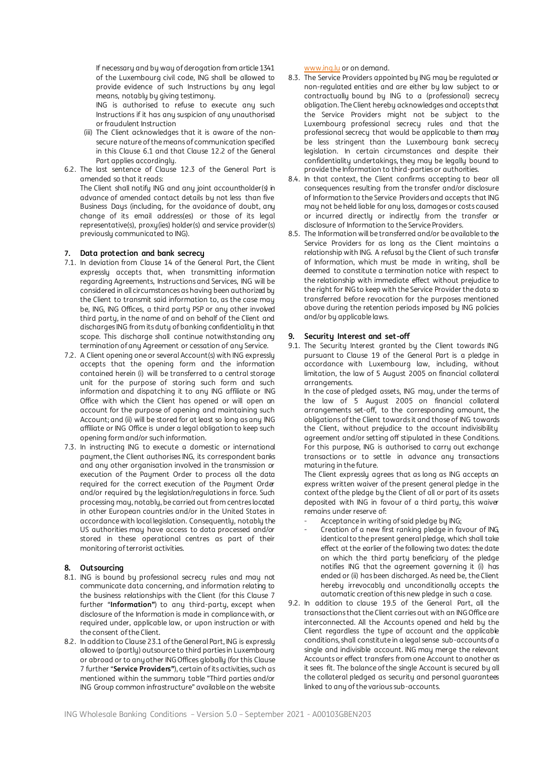If necessary and by way of derogation from article 1341 of the Luxembourg civil code, ING shall be allowed to provide evidence of such Instructions by any legal means, notably by giving testimony.

ING is authorised to refuse to execute any such Instructions if it has any suspicion of any unauthorised or fraudulent Instruction

(iii) The Client acknowledges that it is aware of the non-secure nature of the means of communication specified in this Clause 6.1 and that Clause 12.2 of the General Part applies accordingly.

6.2. The last sentence of Clause 12.3 of the General Part is amended so that it reads:

The Client shall notify ING and any joint accountholder(s) in advance of amended contact details by not less than five Business Days (including, for the avoidance of doubt, any change of its email address(es) or those of its legal representative(s), proxy(ies) holder(s) and service provider(s) previously communicated to ING).

## 7. Data protection and bank secrecy

7.1. In deviation from Clause 14 of the General Part, the Client expressly accepts that, when transmitting information regarding Agreements, Instructions and Services, ING will be considered in all circumstances as having been authorized by the Client to transmit said information to, as the case may be, ING, ING Offices, a third party PSP or any other involved third party, in the name of and on behalf of the Client and discharges ING from its duty of banking confidentiality in that scope. This discharge shall continue notwithstanding any termination of any Agreement or cessation of any Service.

7.2. A Client opening one or several Account(s) with ING expressly accepts that the opening form and the information contained herein (i) will be transferred to a central storage unit for the purpose of storing such form and such information and dispatching it to any ING affiliate or ING Office with which the Client has opened or will open an account for the purpose of opening and maintaining such Account; and (ii) will be stored for at least so long as any ING affiliate or ING Office is under a legal obligation to keep such opening form and/or such information.

7.3. In instructing ING to execute a domestic or international payment, the Client authorises ING, its correspondent banks and any other organisation involved in the transmission or execution of the Payment Order to process all the data required for the correct execution of the Payment Order and/or required by the legislation/regulations in force. Such processing may, notably, be carried out from centres located in other European countries and/or in the United States in accordance with local legislation. Consequently, notably the US authorities may have access to data processed and/or stored in these operational centres as part of their monitoring of terrorist activities.

## 8. Outsourcing

8.1. ING is bound by professional secrecy rules and may not communicate data concerning, and information relating to the business relationships with the Client (for this Clause 7 further "**Information**") to any third-party, except when disclosure of the Information is made in compliance with, or required under, applicable law, or upon instruction or with the consent of the Client.

8.2. In addition to Clause 23.1 of the General Part, ING is expressly allowed to (partly) outsource to third parties in Luxembourg or abroad or to any other ING Offices globally (for this Clause 7 further "**Service Providers**"), certain of its activities, such as mentioned within the summary table "Third parties and/or ING Group common infrastructure" available on the website www.ing.lu or on demand.

8.3. The Service Providers appointed by ING may be regulated or non-regulated entities and are either by law subject to or contractually bound by ING to a (professional) secrecy obligation. The Client hereby acknowledges and accepts that the Service Providers might not be subject to the Luxembourg professional secrecy rules and that the professional secrecy that would be applicable to them may be less stringent than the Luxembourg bank secrecy legislation. In certain circumstances and despite their confidentiality undertakings, they may be legally bound to provide the Information to third-parties or authorities.

8.4. In that context, the Client confirms accepting to bear all consequences resulting from the transfer and/or disclosure of Information to the Service Providers and accepts that ING may not be held liable for any loss, damages or costs caused or incurred directly or indirectly from the transfer or disclosure of Information to the Service Providers.

8.5. The Information will be transferred and/or be available to the Service Providers for as long as the Client maintains a relationship with ING. A refusal by the Client of such transfer of Information, which must be made in writing, shall be deemed to constitute a termination notice with respect to the relationship with immediate effect without prejudice to the right for ING to keep with the Service Provider the data so transferred before revocation for the purposes mentioned above during the retention periods imposed by ING policies and/or by applicable laws.

## 9. Security Interest and set-off

9.1. The Security Interest granted by the Client towards ING pursuant to Clause 19 of the General Part is a pledge in accordance with Luxembourg law, including, without limitation, the law of 5 August 2005 on financial collateral arrangements.

In the case of pledged assets, ING may, under the terms of the law of 5 August 2005 on financial collateral arrangements set-off, to the corresponding amount, the obligations of the Client towards it and those of ING towards the Client, without prejudice to the account indivisibility agreement and/or setting off stipulated in these Conditions. For this purpose, ING is authorised to carry out exchange transactions or to settle in advance any transactions maturing in the future.

The Client expressly agrees that as long as ING accepts an express written waiver of the present general pledge in the context of the pledge by the Client of all or part of its assets deposited with ING in favour of a third party, this waiver remains under reserve of:

- Acceptance in writing of said pledge by ING;
- Creation of a new first ranking pledge in favour of ING, identical to the present general pledge, which shall take effect at the earlier of the following two dates: the date on which the third party beneficiary of the pledge notifies ING that the agreement governing it (i) has ended or (ii) has been discharged. As need be, the Client hereby irrevocably and unconditionally accepts the automatic creation of this new pledge in such a case.

9.2. In addition to clause 19.5 of the General Part, all the transactions that the Client carries out with an ING Office are interconnected. All the Accounts opened and held by the Client regardless the type of account and the applicable conditions, shall constitute in a legal sense sub-accounts of a single and indivisible account. ING may merge the relevant Accounts or effect transfers from one Account to another as it sees fit. The balance of the single Account is secured by all the collateral pledged as security and personal guarantees linked to any of the various sub-accounts.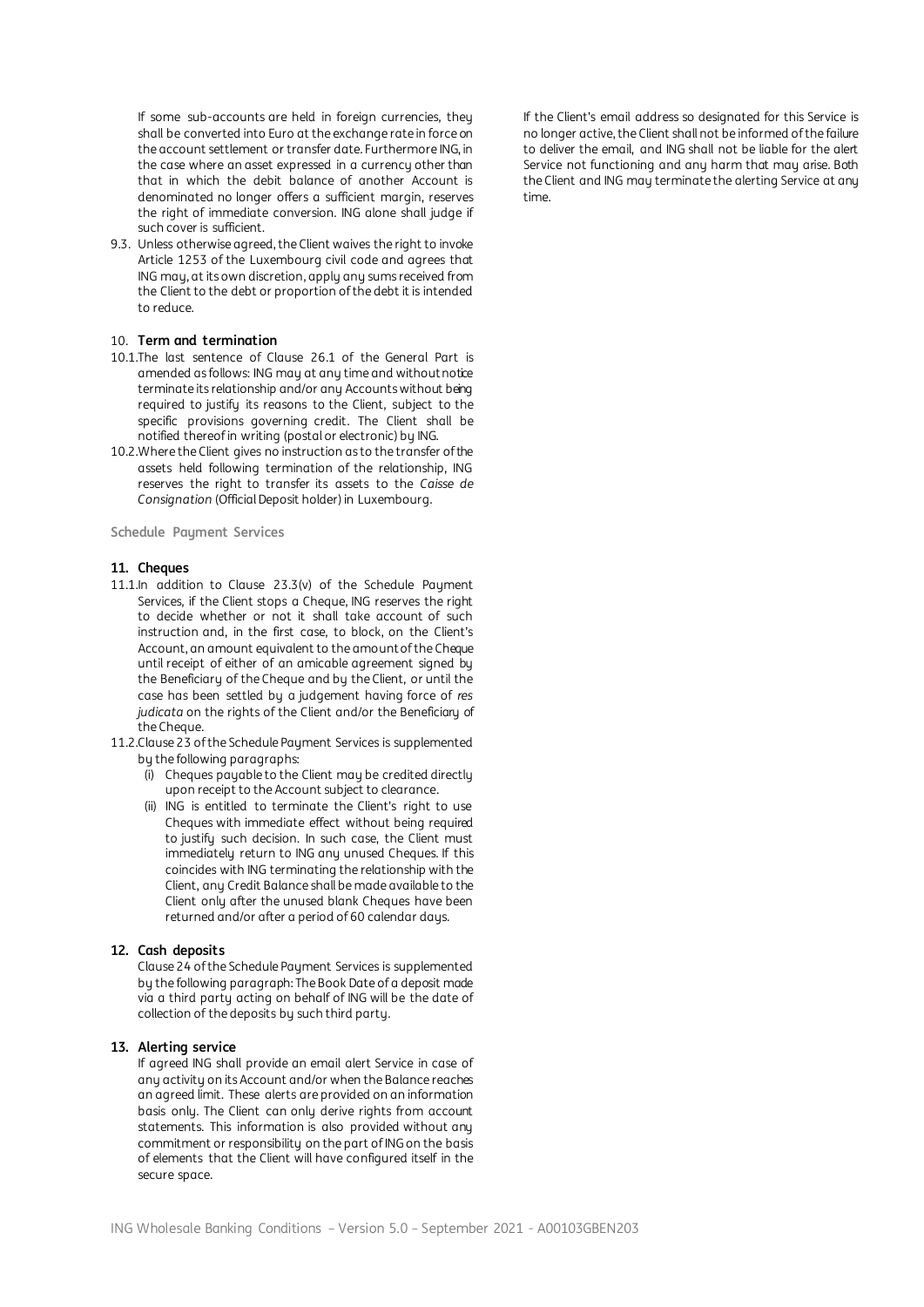If some sub-accounts are held in foreign currencies, they shall be converted into Euro at the exchange rate in force on the account settlement or transfer date. Furthermore ING, in the case where an asset expressed in a currency other than that in which the debit balance of another Account is denominated no longer offers a sufficient margin, reserves the right of immediate conversion. ING alone shall judge if such cover is sufficient.

9.3. Unless otherwise agreed, the Client waives the right to invoke Article 1253 of the Luxembourg civil code and agrees that ING may, at its own discretion, apply any sums received from the Client to the debt or proportion of the debt it is intended to reduce.

## 10. Term and termination

10.1. The last sentence of Clause 26.1 of the General Part is amended as follows: ING may at any time and without notice terminate its relationship and/or any Accounts without being required to justify its reasons to the Client, subject to the specific provisions governing credit. The Client shall be notified thereof in writing (postal or electronic) by ING.

10.2. Where the Client gives no instruction as to the transfer of the assets held following termination of the relationship, ING reserves the right to transfer its assets to the *Caisse de Consignation* (Official Deposit holder) in Luxembourg.

## Schedule Payment Services

### 11. Cheques

11.1. In addition to Clause 23.3(v) of the Schedule Payment Services, if the Client stops a Cheque, ING reserves the right to decide whether or not it shall take account of such instruction and, in the first case, to block, on the Client's Account, an amount equivalent to the amount of the Cheque until receipt of either of an amicable agreement signed by the Beneficiary of the Cheque and by the Client, or until the case has been settled by a judgement having force of *res judicata* on the rights of the Client and/or the Beneficiary of the Cheque.

11.2. Clause 23 of the Schedule Payment Services is supplemented by the following paragraphs:

(i) Cheques payable to the Client may be credited directly upon receipt to the Account subject to clearance.

(ii) ING is entitled to terminate the Client's right to use Cheques with immediate effect without being required to justify such decision. In such case, the Client must immediately return to ING any unused Cheques. If this coincides with ING terminating the relationship with the Client, any Credit Balance shall be made available to the Client only after the unused blank Cheques have been returned and/or after a period of 60 calendar days.

### 12. Cash deposits

Clause 24 of the Schedule Payment Services is supplemented by the following paragraph: The Book Date of a deposit made via a third party acting on behalf of ING will be the date of collection of the deposits by such third party.

### 13. Alerting service

If agreed ING shall provide an email alert Service in case of any activity on its Account and/or when the Balance reaches an agreed limit. These alerts are provided on an information basis only. The Client can only derive rights from account statements. This information is also provided without any commitment or responsibility on the part of ING on the basis of elements that the Client will have configured itself in the secure space.

If the Client's email address so designated for this Service is no longer active, the Client shall not be informed of the failure to deliver the email, and ING shall not be liable for the alert Service not functioning and any harm that may arise. Both the Client and ING may terminate the alerting Service at any time.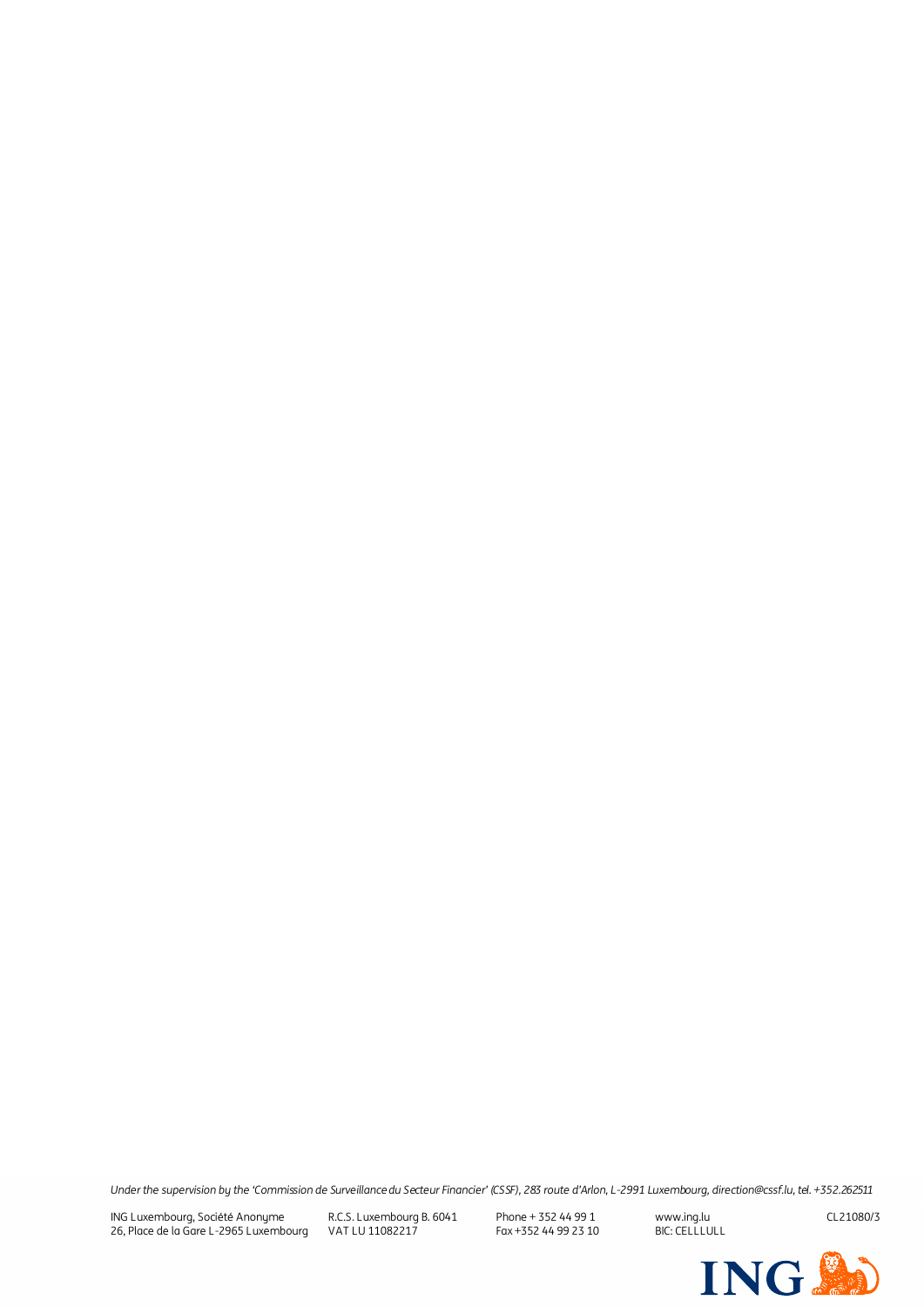*Under the supervision by the 'Commission de Surveillance du Secteur Financier' (CSSF), 283 route d'Arlon, L-2991 Luxembourg, direction@cssf.lu, tel. +352.262511*

ING Luxembourg, Société Anonyme
26, Place de la Gare L-2965 Luxembourg

R.C.S. Luxembourg B. 6041
VAT LU 11082217

Phone + 352 44 99 1
Fax +352 44 99 23 10

www.ing.lu
BIC: CELLLULL

CL21080/3